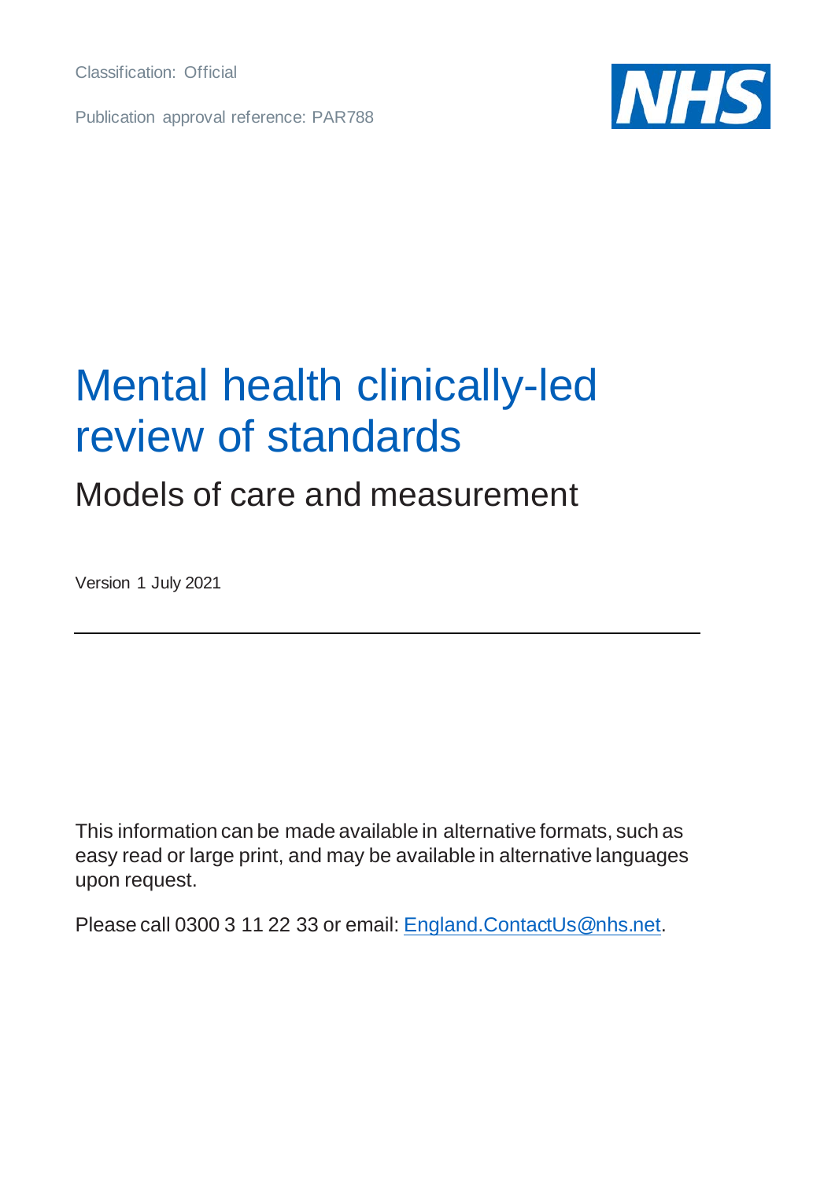Classification: Official

Publication approval reference: PAR788

# Mental health clinically-led review of standards

## Models of care and measurement

Version 1 July 2021

---

This information can be made available in alternative formats, such as easy read or large print, and may be available in alternative languages upon request.

Please call 0300 3 11 22 33 or email: England.ContactUs@nhs.net.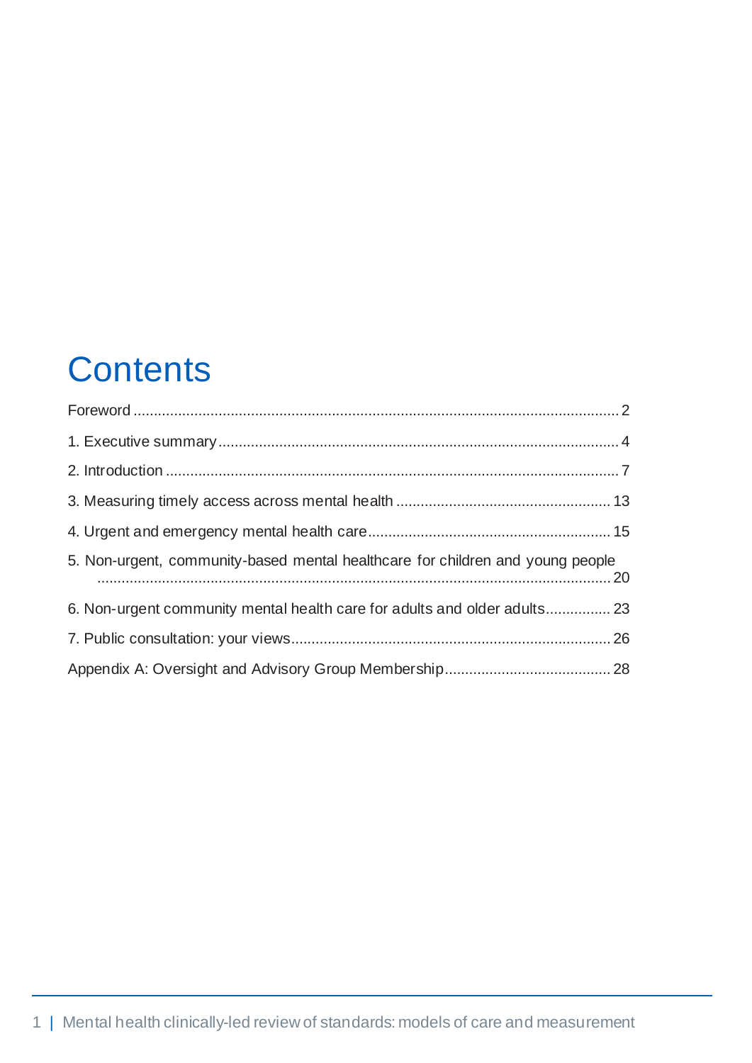# Contents

- Foreword ........ 2
- 1. Executive summary ........ 4
- 2. Introduction ........ 7
- 3. Measuring timely access across mental health ........ 13
- 4. Urgent and emergency mental health care ........ 15
- 5. Non-urgent, community-based mental healthcare for children and young people ........ 20
- 6. Non-urgent community mental health care for adults and older adults ........ 23
- 7. Public consultation: your views ........ 26
- Appendix A: Oversight and Advisory Group Membership ........ 28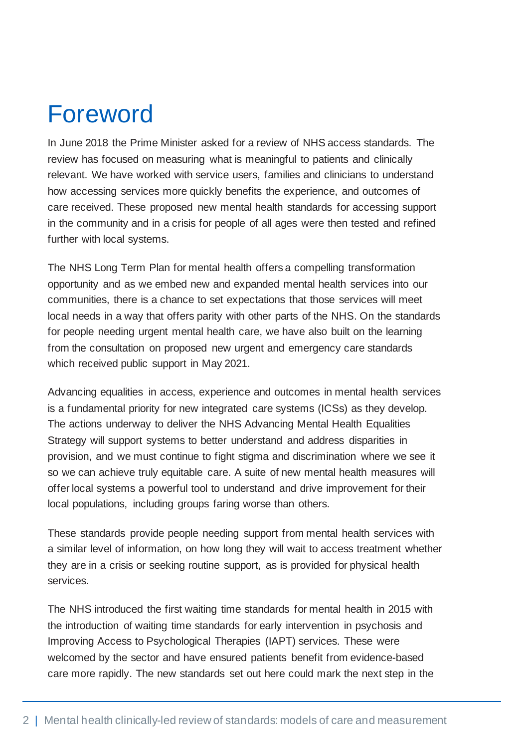# Foreword

In June 2018 the Prime Minister asked for a review of NHS access standards. The review has focused on measuring what is meaningful to patients and clinically relevant. We have worked with service users, families and clinicians to understand how accessing services more quickly benefits the experience, and outcomes of care received. These proposed new mental health standards for accessing support in the community and in a crisis for people of all ages were then tested and refined further with local systems.

The NHS Long Term Plan for mental health offers a compelling transformation opportunity and as we embed new and expanded mental health services into our communities, there is a chance to set expectations that those services will meet local needs in a way that offers parity with other parts of the NHS. On the standards for people needing urgent mental health care, we have also built on the learning from the consultation on proposed new urgent and emergency care standards which received public support in May 2021.

Advancing equalities in access, experience and outcomes in mental health services is a fundamental priority for new integrated care systems (ICSs) as they develop. The actions underway to deliver the NHS Advancing Mental Health Equalities Strategy will support systems to better understand and address disparities in provision, and we must continue to fight stigma and discrimination where we see it so we can achieve truly equitable care. A suite of new mental health measures will offer local systems a powerful tool to understand and drive improvement for their local populations, including groups faring worse than others.

These standards provide people needing support from mental health services with a similar level of information, on how long they will wait to access treatment whether they are in a crisis or seeking routine support, as is provided for physical health services.

The NHS introduced the first waiting time standards for mental health in 2015 with the introduction of waiting time standards for early intervention in psychosis and Improving Access to Psychological Therapies (IAPT) services. These were welcomed by the sector and have ensured patients benefit from evidence-based care more rapidly. The new standards set out here could mark the next step in the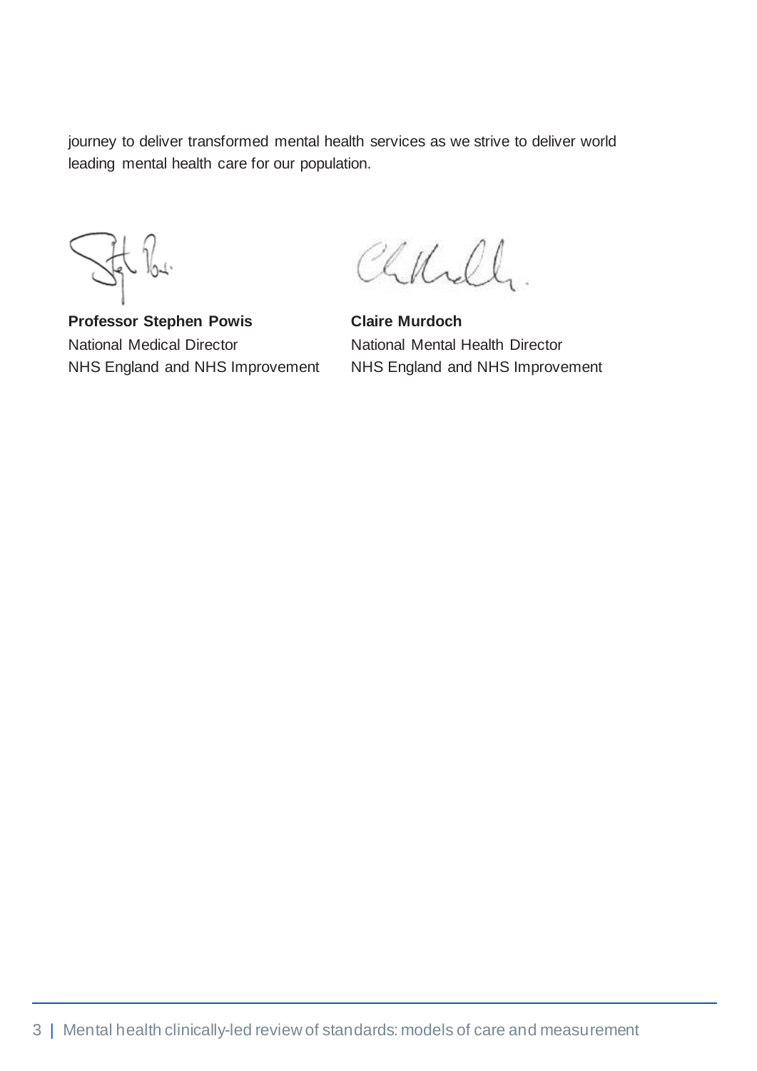journey to deliver transformed mental health services as we strive to deliver world leading mental health care for our population.

**Professor Stephen Powis**
National Medical Director
NHS England and NHS Improvement

**Claire Murdoch**
National Mental Health Director
NHS England and NHS Improvement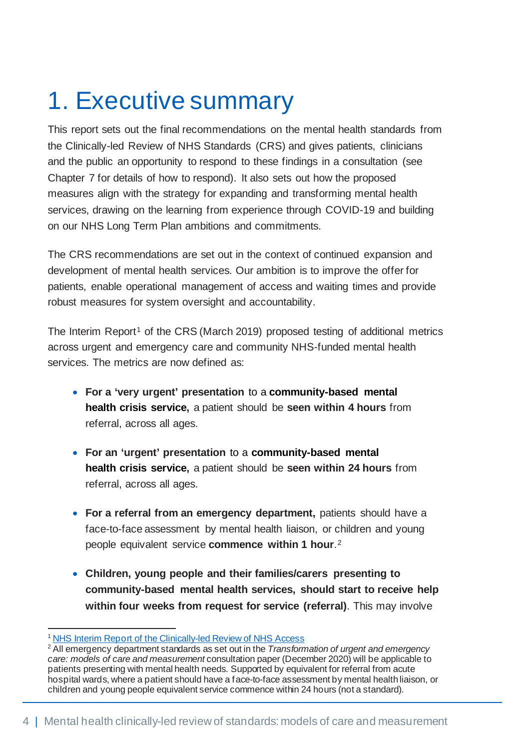# 1. Executive summary

This report sets out the final recommendations on the mental health standards from the Clinically-led Review of NHS Standards (CRS) and gives patients, clinicians and the public an opportunity to respond to these findings in a consultation (see Chapter 7 for details of how to respond). It also sets out how the proposed measures align with the strategy for expanding and transforming mental health services, drawing on the learning from experience through COVID-19 and building on our NHS Long Term Plan ambitions and commitments.

The CRS recommendations are set out in the context of continued expansion and development of mental health services. Our ambition is to improve the offer for patients, enable operational management of access and waiting times and provide robust measures for system oversight and accountability.

The Interim Report[1] of the CRS (March 2019) proposed testing of additional metrics across urgent and emergency care and community NHS-funded mental health services. The metrics are now defined as:

- **For a 'very urgent' presentation** to a **community-based mental health crisis service,** a patient should be **seen within 4 hours** from referral, across all ages.
- **For an 'urgent' presentation** to a **community-based mental health crisis service,** a patient should be **seen within 24 hours** from referral, across all ages.
- **For a referral from an emergency department,** patients should have a face-to-face assessment by mental health liaison, or children and young people equivalent service **commence within 1 hour**.[2]
- **Children, young people and their families/carers presenting to community-based mental health services, should start to receive help within four weeks from request for service (referral)**. This may involve

[1] NHS Interim Report of the Clinically-led Review of NHS Access

[2] All emergency department standards as set out in the *Transformation of urgent and emergency care: models of care and measurement* consultation paper (December 2020) will be applicable to patients presenting with mental health needs. Supported by equivalent for referral from acute hospital wards, where a patient should have a face-to-face assessment by mental health liaison, or children and young people equivalent service commence within 24 hours (not a standard).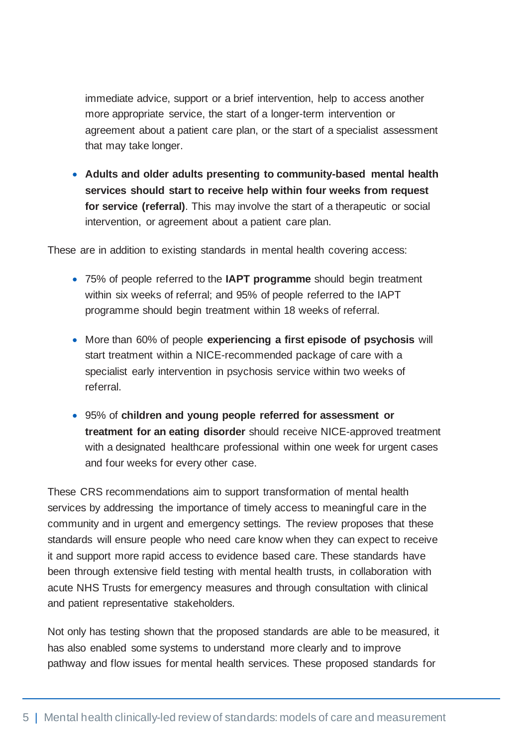immediate advice, support or a brief intervention, help to access another more appropriate service, the start of a longer-term intervention or agreement about a patient care plan, or the start of a specialist assessment that may take longer.

- **Adults and older adults presenting to community-based mental health services should start to receive help within four weeks from request for service (referral)**. This may involve the start of a therapeutic or social intervention, or agreement about a patient care plan.

These are in addition to existing standards in mental health covering access:

- 75% of people referred to the **IAPT programme** should begin treatment within six weeks of referral; and 95% of people referred to the IAPT programme should begin treatment within 18 weeks of referral.
- More than 60% of people **experiencing a first episode of psychosis** will start treatment within a NICE-recommended package of care with a specialist early intervention in psychosis service within two weeks of referral.
- 95% of **children and young people referred for assessment or treatment for an eating disorder** should receive NICE-approved treatment with a designated healthcare professional within one week for urgent cases and four weeks for every other case.

These CRS recommendations aim to support transformation of mental health services by addressing the importance of timely access to meaningful care in the community and in urgent and emergency settings. The review proposes that these standards will ensure people who need care know when they can expect to receive it and support more rapid access to evidence based care. These standards have been through extensive field testing with mental health trusts, in collaboration with acute NHS Trusts for emergency measures and through consultation with clinical and patient representative stakeholders.

Not only has testing shown that the proposed standards are able to be measured, it has also enabled some systems to understand more clearly and to improve pathway and flow issues for mental health services. These proposed standards for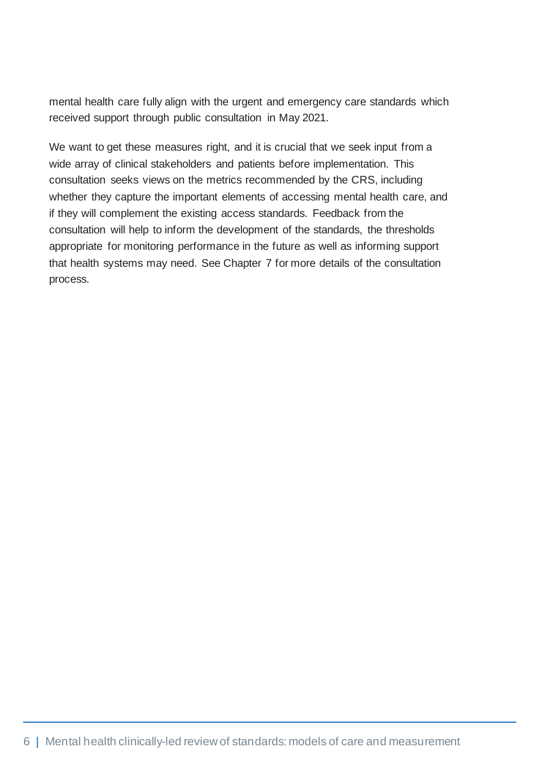mental health care fully align with the urgent and emergency care standards which received support through public consultation in May 2021.

We want to get these measures right, and it is crucial that we seek input from a wide array of clinical stakeholders and patients before implementation. This consultation seeks views on the metrics recommended by the CRS, including whether they capture the important elements of accessing mental health care, and if they will complement the existing access standards. Feedback from the consultation will help to inform the development of the standards, the thresholds appropriate for monitoring performance in the future as well as informing support that health systems may need. See Chapter 7 for more details of the consultation process.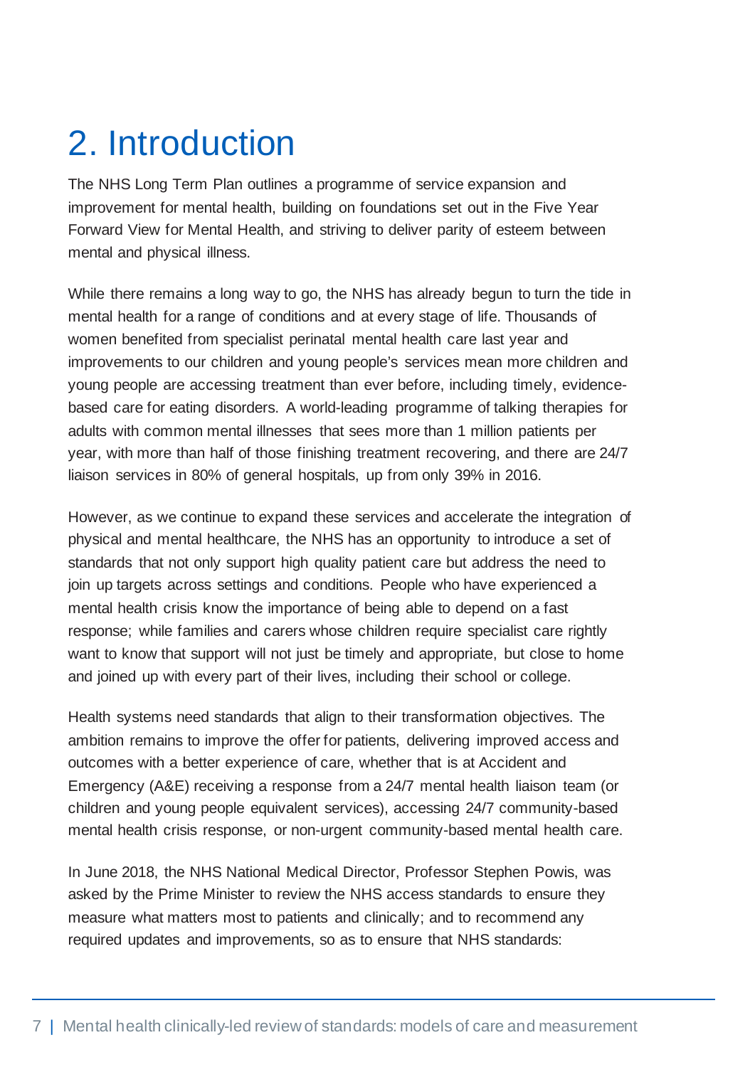# 2. Introduction

The NHS Long Term Plan outlines a programme of service expansion and improvement for mental health, building on foundations set out in the Five Year Forward View for Mental Health, and striving to deliver parity of esteem between mental and physical illness.

While there remains a long way to go, the NHS has already begun to turn the tide in mental health for a range of conditions and at every stage of life. Thousands of women benefited from specialist perinatal mental health care last year and improvements to our children and young people's services mean more children and young people are accessing treatment than ever before, including timely, evidence-based care for eating disorders. A world-leading programme of talking therapies for adults with common mental illnesses that sees more than 1 million patients per year, with more than half of those finishing treatment recovering, and there are 24/7 liaison services in 80% of general hospitals, up from only 39% in 2016.

However, as we continue to expand these services and accelerate the integration of physical and mental healthcare, the NHS has an opportunity to introduce a set of standards that not only support high quality patient care but address the need to join up targets across settings and conditions. People who have experienced a mental health crisis know the importance of being able to depend on a fast response; while families and carers whose children require specialist care rightly want to know that support will not just be timely and appropriate, but close to home and joined up with every part of their lives, including their school or college.

Health systems need standards that align to their transformation objectives. The ambition remains to improve the offer for patients, delivering improved access and outcomes with a better experience of care, whether that is at Accident and Emergency (A&E) receiving a response from a 24/7 mental health liaison team (or children and young people equivalent services), accessing 24/7 community-based mental health crisis response, or non-urgent community-based mental health care.

In June 2018, the NHS National Medical Director, Professor Stephen Powis, was asked by the Prime Minister to review the NHS access standards to ensure they measure what matters most to patients and clinically; and to recommend any required updates and improvements, so as to ensure that NHS standards: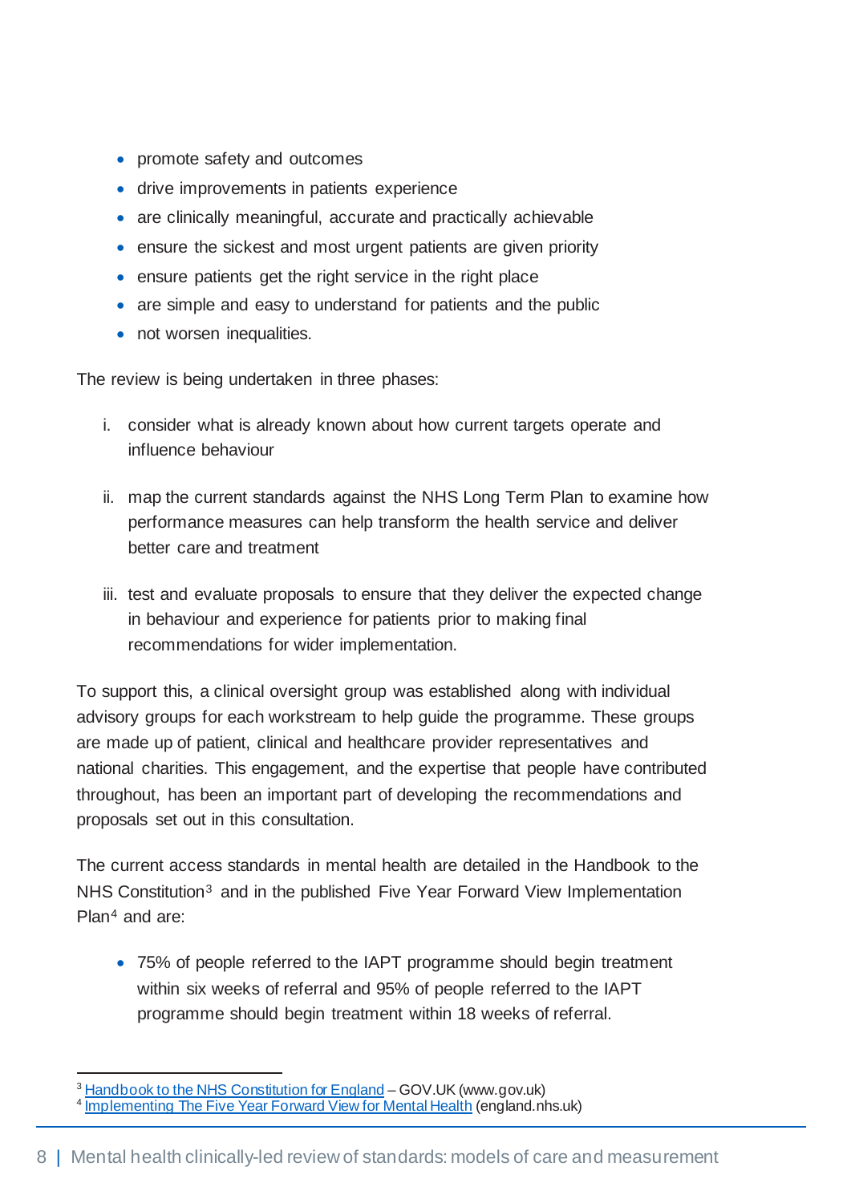- promote safety and outcomes
- drive improvements in patients experience
- are clinically meaningful, accurate and practically achievable
- ensure the sickest and most urgent patients are given priority
- ensure patients get the right service in the right place
- are simple and easy to understand for patients and the public
- not worsen inequalities.

The review is being undertaken in three phases:

i. consider what is already known about how current targets operate and influence behaviour

ii. map the current standards against the NHS Long Term Plan to examine how performance measures can help transform the health service and deliver better care and treatment

iii. test and evaluate proposals to ensure that they deliver the expected change in behaviour and experience for patients prior to making final recommendations for wider implementation.

To support this, a clinical oversight group was established along with individual advisory groups for each workstream to help guide the programme. These groups are made up of patient, clinical and healthcare provider representatives and national charities. This engagement, and the expertise that people have contributed throughout, has been an important part of developing the recommendations and proposals set out in this consultation.

The current access standards in mental health are detailed in the Handbook to the NHS Constitution[3] and in the published Five Year Forward View Implementation Plan[4] and are:

- 75% of people referred to the IAPT programme should begin treatment within six weeks of referral and 95% of people referred to the IAPT programme should begin treatment within 18 weeks of referral.

---

[3] Handbook to the NHS Constitution for England – GOV.UK (www.gov.uk)

[4] Implementing The Five Year Forward View for Mental Health (england.nhs.uk)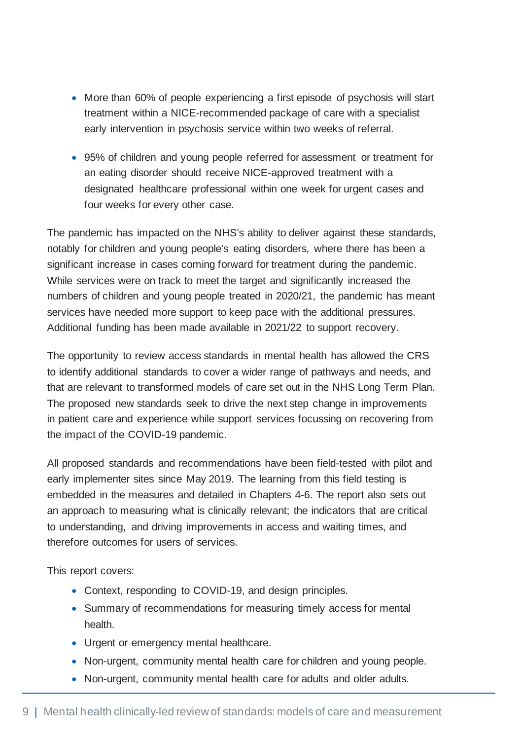- More than 60% of people experiencing a first episode of psychosis will start treatment within a NICE-recommended package of care with a specialist early intervention in psychosis service within two weeks of referral.
- 95% of children and young people referred for assessment or treatment for an eating disorder should receive NICE-approved treatment with a designated healthcare professional within one week for urgent cases and four weeks for every other case.

The pandemic has impacted on the NHS's ability to deliver against these standards, notably for children and young people's eating disorders, where there has been a significant increase in cases coming forward for treatment during the pandemic. While services were on track to meet the target and significantly increased the numbers of children and young people treated in 2020/21, the pandemic has meant services have needed more support to keep pace with the additional pressures. Additional funding has been made available in 2021/22 to support recovery.

The opportunity to review access standards in mental health has allowed the CRS to identify additional standards to cover a wider range of pathways and needs, and that are relevant to transformed models of care set out in the NHS Long Term Plan. The proposed new standards seek to drive the next step change in improvements in patient care and experience while support services focussing on recovering from the impact of the COVID-19 pandemic.

All proposed standards and recommendations have been field-tested with pilot and early implementer sites since May 2019. The learning from this field testing is embedded in the measures and detailed in Chapters 4-6. The report also sets out an approach to measuring what is clinically relevant; the indicators that are critical to understanding, and driving improvements in access and waiting times, and therefore outcomes for users of services.

This report covers:

- Context, responding to COVID-19, and design principles.
- Summary of recommendations for measuring timely access for mental health.
- Urgent or emergency mental healthcare.
- Non-urgent, community mental health care for children and young people.
- Non-urgent, community mental health care for adults and older adults.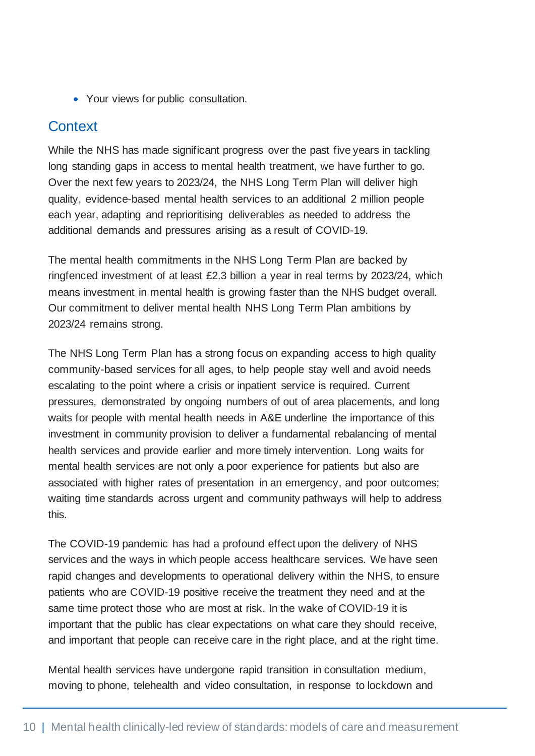- Your views for public consultation.

## Context

While the NHS has made significant progress over the past five years in tackling long standing gaps in access to mental health treatment, we have further to go. Over the next few years to 2023/24, the NHS Long Term Plan will deliver high quality, evidence-based mental health services to an additional 2 million people each year, adapting and reprioritising deliverables as needed to address the additional demands and pressures arising as a result of COVID-19.

The mental health commitments in the NHS Long Term Plan are backed by ringfenced investment of at least £2.3 billion a year in real terms by 2023/24, which means investment in mental health is growing faster than the NHS budget overall. Our commitment to deliver mental health NHS Long Term Plan ambitions by 2023/24 remains strong.

The NHS Long Term Plan has a strong focus on expanding access to high quality community-based services for all ages, to help people stay well and avoid needs escalating to the point where a crisis or inpatient service is required. Current pressures, demonstrated by ongoing numbers of out of area placements, and long waits for people with mental health needs in A&E underline the importance of this investment in community provision to deliver a fundamental rebalancing of mental health services and provide earlier and more timely intervention. Long waits for mental health services are not only a poor experience for patients but also are associated with higher rates of presentation in an emergency, and poor outcomes; waiting time standards across urgent and community pathways will help to address this.

The COVID-19 pandemic has had a profound effect upon the delivery of NHS services and the ways in which people access healthcare services. We have seen rapid changes and developments to operational delivery within the NHS, to ensure patients who are COVID-19 positive receive the treatment they need and at the same time protect those who are most at risk. In the wake of COVID-19 it is important that the public has clear expectations on what care they should receive, and important that people can receive care in the right place, and at the right time.

Mental health services have undergone rapid transition in consultation medium, moving to phone, telehealth and video consultation, in response to lockdown and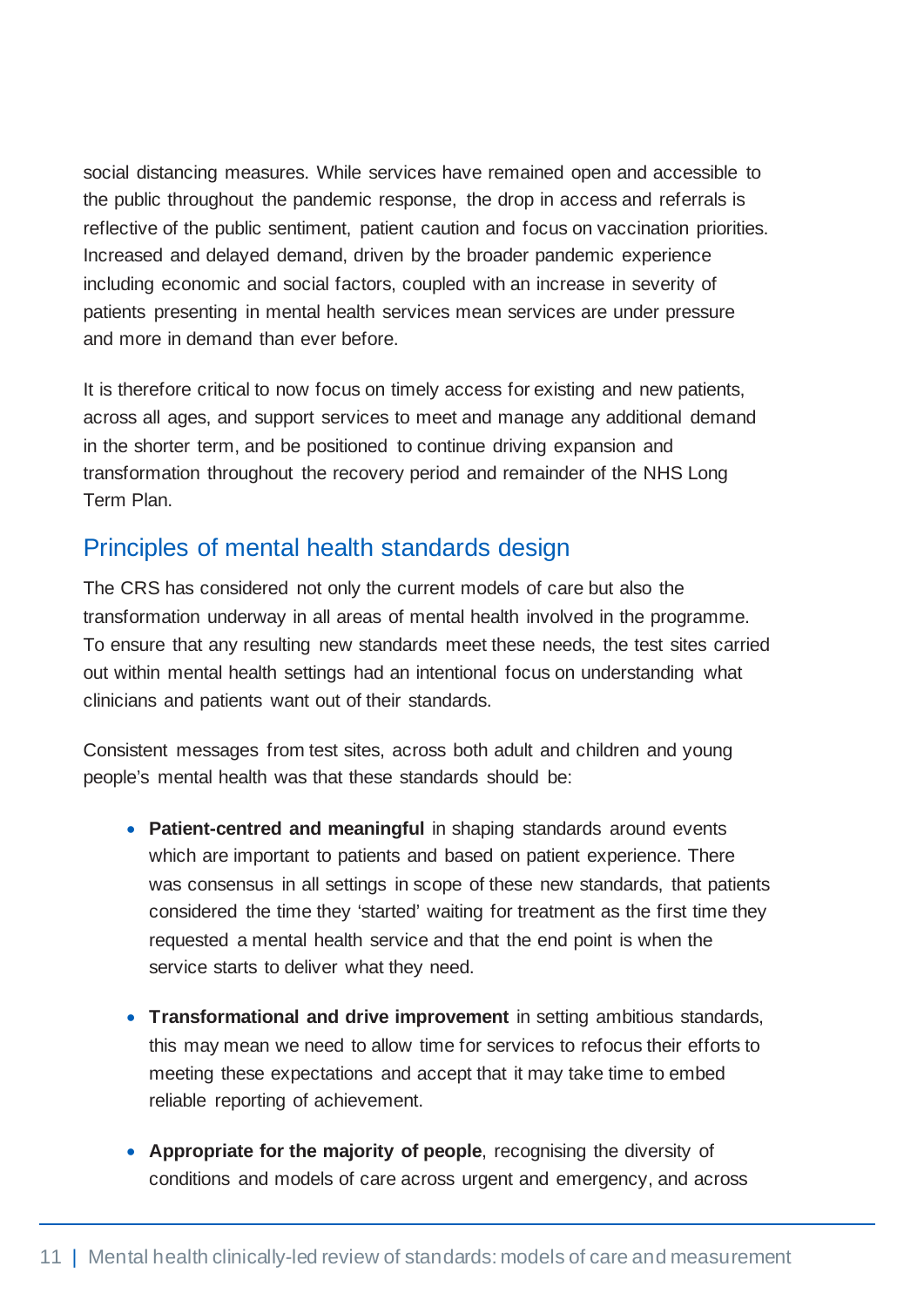social distancing measures. While services have remained open and accessible to the public throughout the pandemic response, the drop in access and referrals is reflective of the public sentiment, patient caution and focus on vaccination priorities. Increased and delayed demand, driven by the broader pandemic experience including economic and social factors, coupled with an increase in severity of patients presenting in mental health services mean services are under pressure and more in demand than ever before.

It is therefore critical to now focus on timely access for existing and new patients, across all ages, and support services to meet and manage any additional demand in the shorter term, and be positioned to continue driving expansion and transformation throughout the recovery period and remainder of the NHS Long Term Plan.

## Principles of mental health standards design

The CRS has considered not only the current models of care but also the transformation underway in all areas of mental health involved in the programme. To ensure that any resulting new standards meet these needs, the test sites carried out within mental health settings had an intentional focus on understanding what clinicians and patients want out of their standards.

Consistent messages from test sites, across both adult and children and young people's mental health was that these standards should be:

- **Patient-centred and meaningful** in shaping standards around events which are important to patients and based on patient experience. There was consensus in all settings in scope of these new standards, that patients considered the time they 'started' waiting for treatment as the first time they requested a mental health service and that the end point is when the service starts to deliver what they need.

- **Transformational and drive improvement** in setting ambitious standards, this may mean we need to allow time for services to refocus their efforts to meeting these expectations and accept that it may take time to embed reliable reporting of achievement.

- **Appropriate for the majority of people**, recognising the diversity of conditions and models of care across urgent and emergency, and across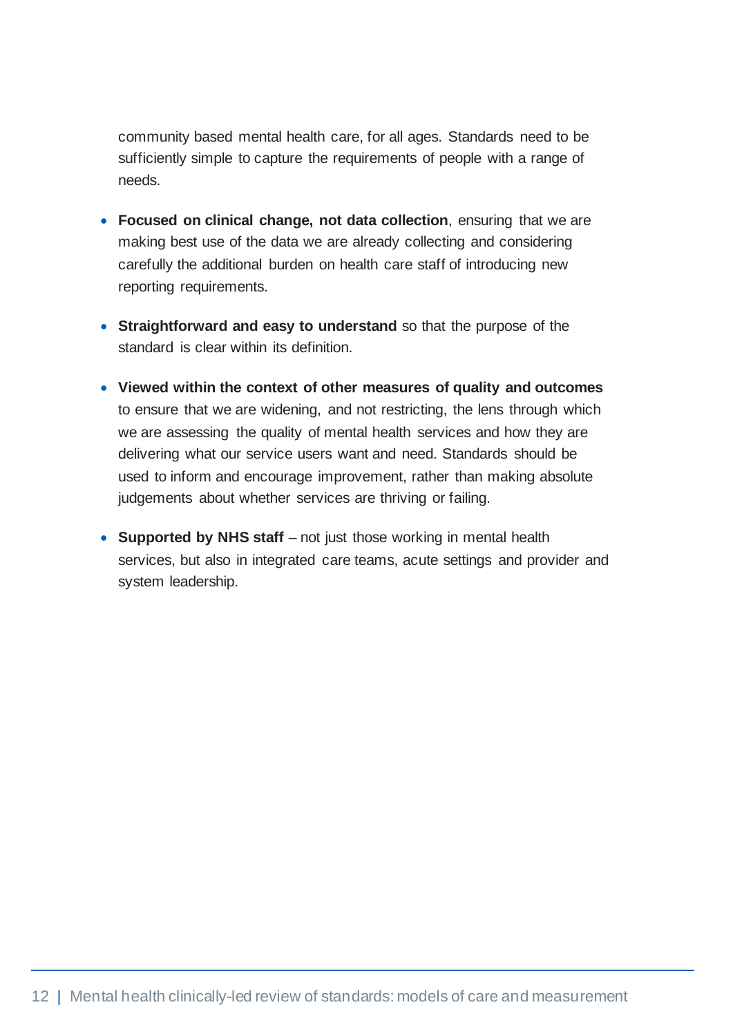community based mental health care, for all ages. Standards need to be sufficiently simple to capture the requirements of people with a range of needs.

- **Focused on clinical change, not data collection**, ensuring that we are making best use of the data we are already collecting and considering carefully the additional burden on health care staff of introducing new reporting requirements.
- **Straightforward and easy to understand** so that the purpose of the standard is clear within its definition.
- **Viewed within the context of other measures of quality and outcomes** to ensure that we are widening, and not restricting, the lens through which we are assessing the quality of mental health services and how they are delivering what our service users want and need. Standards should be used to inform and encourage improvement, rather than making absolute judgements about whether services are thriving or failing.
- **Supported by NHS staff** – not just those working in mental health services, but also in integrated care teams, acute settings and provider and system leadership.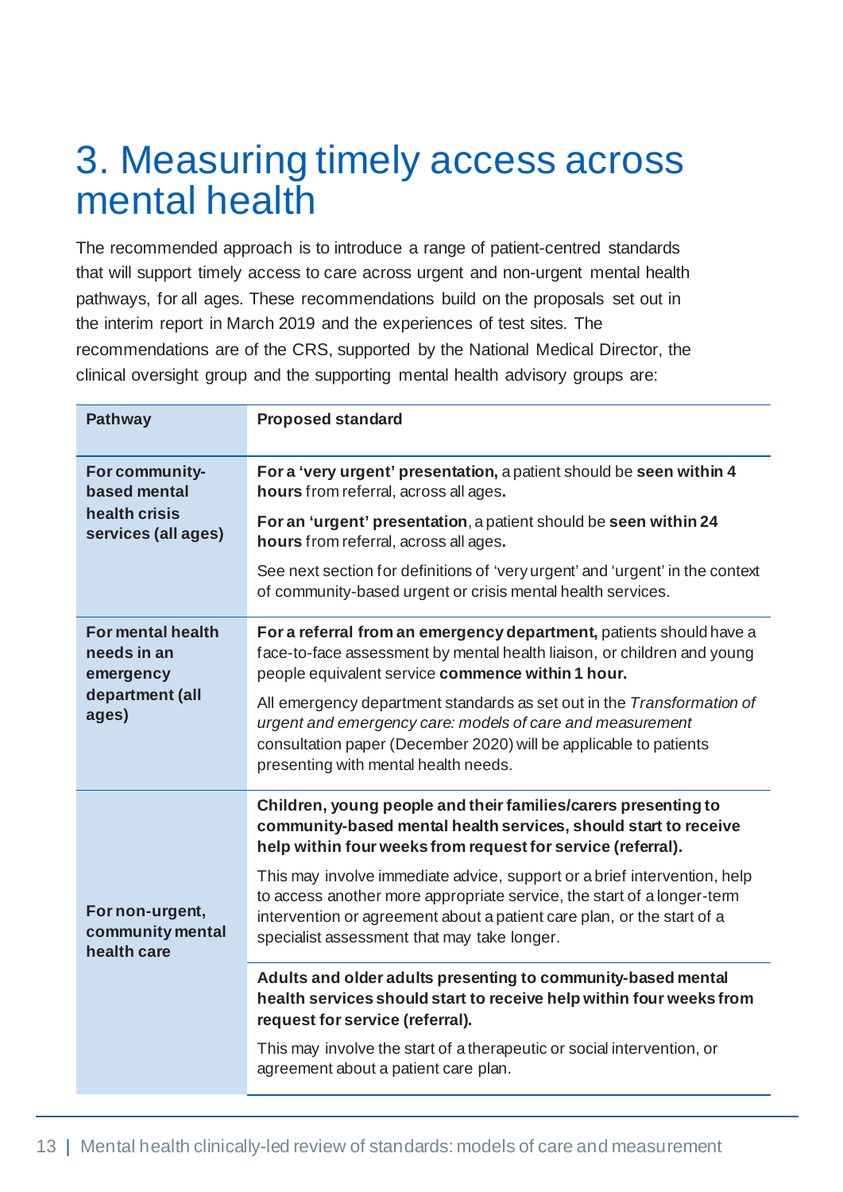# 3. Measuring timely access across mental health

The recommended approach is to introduce a range of patient-centred standards that will support timely access to care across urgent and non-urgent mental health pathways, for all ages. These recommendations build on the proposals set out in the interim report in March 2019 and the experiences of test sites. The recommendations are of the CRS, supported by the National Medical Director, the clinical oversight group and the supporting mental health advisory groups are:

| Pathway | Proposed standard |
|---|---|
| **For community-based mental health crisis services (all ages)** | **For a 'very urgent' presentation,** a patient should be **seen within 4 hours** from referral, across all ages**.**<br><br>**For an 'urgent' presentation**, a patient should be **seen within 24 hours** from referral, across all ages**.**<br><br>See next section for definitions of 'very urgent' and 'urgent' in the context of community-based urgent or crisis mental health services. |
| **For mental health needs in an emergency department (all ages)** | **For a referral from an emergency department,** patients should have a face-to-face assessment by mental health liaison, or children and young people equivalent service **commence within 1 hour.**<br><br>All emergency department standards as set out in the *Transformation of urgent and emergency care: models of care and measurement* consultation paper (December 2020) will be applicable to patients presenting with mental health needs. |
| **For non-urgent, community mental health care** | **Children, young people and their families/carers presenting to community-based mental health services, should start to receive help within four weeks from request for service (referral).**<br><br>This may involve immediate advice, support or a brief intervention, help to access another more appropriate service, the start of a longer-term intervention or agreement about a patient care plan, or the start of a specialist assessment that may take longer. |
| | **Adults and older adults presenting to community-based mental health services should start to receive help within four weeks from request for service (referral).**<br><br>This may involve the start of a therapeutic or social intervention, or agreement about a patient care plan. |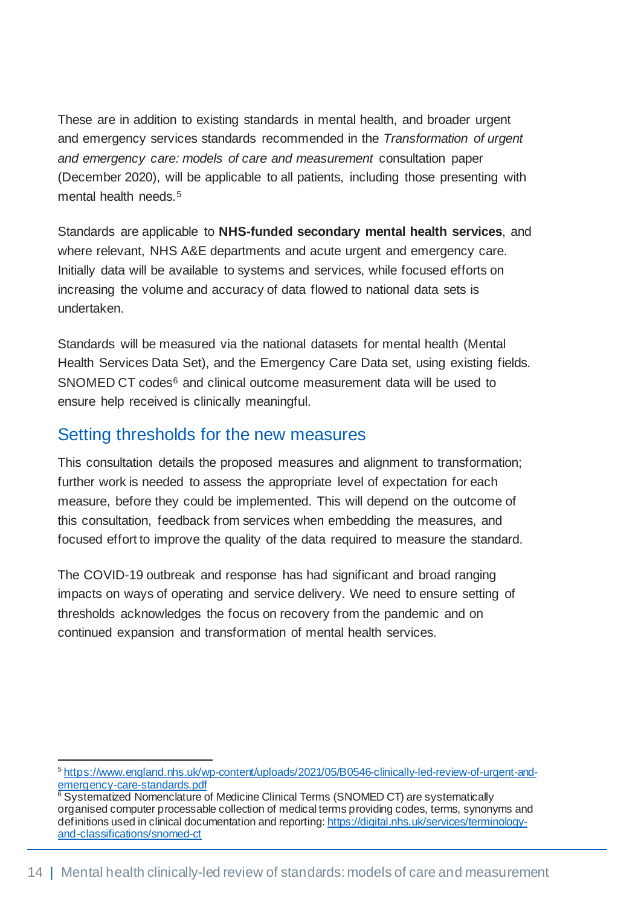These are in addition to existing standards in mental health, and broader urgent and emergency services standards recommended in the *Transformation of urgent and emergency care: models of care and measurement* consultation paper (December 2020), will be applicable to all patients, including those presenting with mental health needs.[5]

Standards are applicable to **NHS-funded secondary mental health services**, and where relevant, NHS A&E departments and acute urgent and emergency care. Initially data will be available to systems and services, while focused efforts on increasing the volume and accuracy of data flowed to national data sets is undertaken.

Standards will be measured via the national datasets for mental health (Mental Health Services Data Set), and the Emergency Care Data set, using existing fields. SNOMED CT codes[6] and clinical outcome measurement data will be used to ensure help received is clinically meaningful.

## Setting thresholds for the new measures

This consultation details the proposed measures and alignment to transformation; further work is needed to assess the appropriate level of expectation for each measure, before they could be implemented. This will depend on the outcome of this consultation, feedback from services when embedding the measures, and focused effort to improve the quality of the data required to measure the standard.

The COVID-19 outbreak and response has had significant and broad ranging impacts on ways of operating and service delivery. We need to ensure setting of thresholds acknowledges the focus on recovery from the pandemic and on continued expansion and transformation of mental health services.

---

[5] https://www.england.nhs.uk/wp-content/uploads/2021/05/B0546-clinically-led-review-of-urgent-and-emergency-care-standards.pdf

[6] Systematized Nomenclature of Medicine Clinical Terms (SNOMED CT) are systematically organised computer processable collection of medical terms providing codes, terms, synonyms and definitions used in clinical documentation and reporting: https://digital.nhs.uk/services/terminology-and-classifications/snomed-ct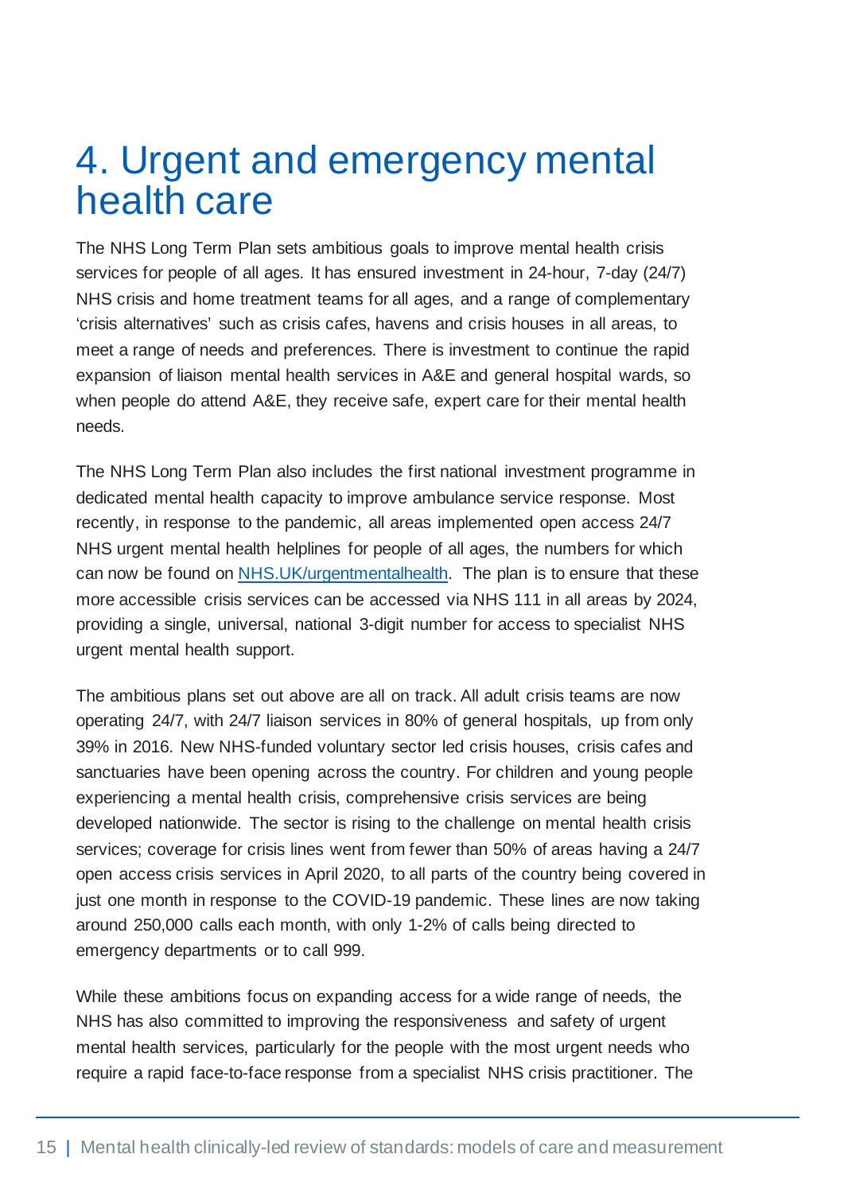# 4. Urgent and emergency mental health care

The NHS Long Term Plan sets ambitious goals to improve mental health crisis services for people of all ages. It has ensured investment in 24-hour, 7-day (24/7) NHS crisis and home treatment teams for all ages, and a range of complementary 'crisis alternatives' such as crisis cafes, havens and crisis houses in all areas, to meet a range of needs and preferences. There is investment to continue the rapid expansion of liaison mental health services in A&E and general hospital wards, so when people do attend A&E, they receive safe, expert care for their mental health needs.

The NHS Long Term Plan also includes the first national investment programme in dedicated mental health capacity to improve ambulance service response. Most recently, in response to the pandemic, all areas implemented open access 24/7 NHS urgent mental health helplines for people of all ages, the numbers for which can now be found on [NHS.UK/urgentmentalhealth](NHS.UK/urgentmentalhealth). The plan is to ensure that these more accessible crisis services can be accessed via NHS 111 in all areas by 2024, providing a single, universal, national 3-digit number for access to specialist NHS urgent mental health support.

The ambitious plans set out above are all on track. All adult crisis teams are now operating 24/7, with 24/7 liaison services in 80% of general hospitals, up from only 39% in 2016. New NHS-funded voluntary sector led crisis houses, crisis cafes and sanctuaries have been opening across the country. For children and young people experiencing a mental health crisis, comprehensive crisis services are being developed nationwide. The sector is rising to the challenge on mental health crisis services; coverage for crisis lines went from fewer than 50% of areas having a 24/7 open access crisis services in April 2020, to all parts of the country being covered in just one month in response to the COVID-19 pandemic. These lines are now taking around 250,000 calls each month, with only 1-2% of calls being directed to emergency departments or to call 999.

While these ambitions focus on expanding access for a wide range of needs, the NHS has also committed to improving the responsiveness and safety of urgent mental health services, particularly for the people with the most urgent needs who require a rapid face-to-face response from a specialist NHS crisis practitioner. The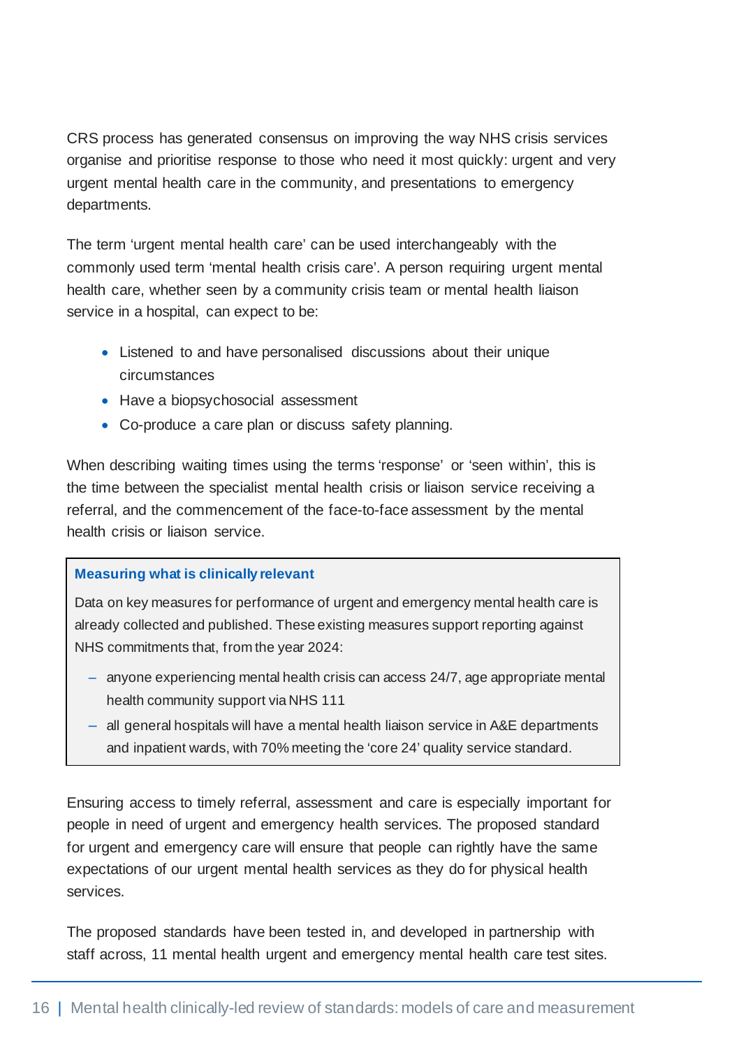CRS process has generated consensus on improving the way NHS crisis services organise and prioritise response to those who need it most quickly: urgent and very urgent mental health care in the community, and presentations to emergency departments.

The term 'urgent mental health care' can be used interchangeably with the commonly used term 'mental health crisis care'. A person requiring urgent mental health care, whether seen by a community crisis team or mental health liaison service in a hospital, can expect to be:

- Listened to and have personalised discussions about their unique circumstances
- Have a biopsychosocial assessment
- Co-produce a care plan or discuss safety planning.

When describing waiting times using the terms 'response' or 'seen within', this is the time between the specialist mental health crisis or liaison service receiving a referral, and the commencement of the face-to-face assessment by the mental health crisis or liaison service.

> **Measuring what is clinically relevant**
>
> Data on key measures for performance of urgent and emergency mental health care is already collected and published. These existing measures support reporting against NHS commitments that, from the year 2024:
>
> - anyone experiencing mental health crisis can access 24/7, age appropriate mental health community support via NHS 111
> - all general hospitals will have a mental health liaison service in A&E departments and inpatient wards, with 70% meeting the 'core 24' quality service standard.

Ensuring access to timely referral, assessment and care is especially important for people in need of urgent and emergency health services. The proposed standard for urgent and emergency care will ensure that people can rightly have the same expectations of our urgent mental health services as they do for physical health services.

The proposed standards have been tested in, and developed in partnership with staff across, 11 mental health urgent and emergency mental health care test sites.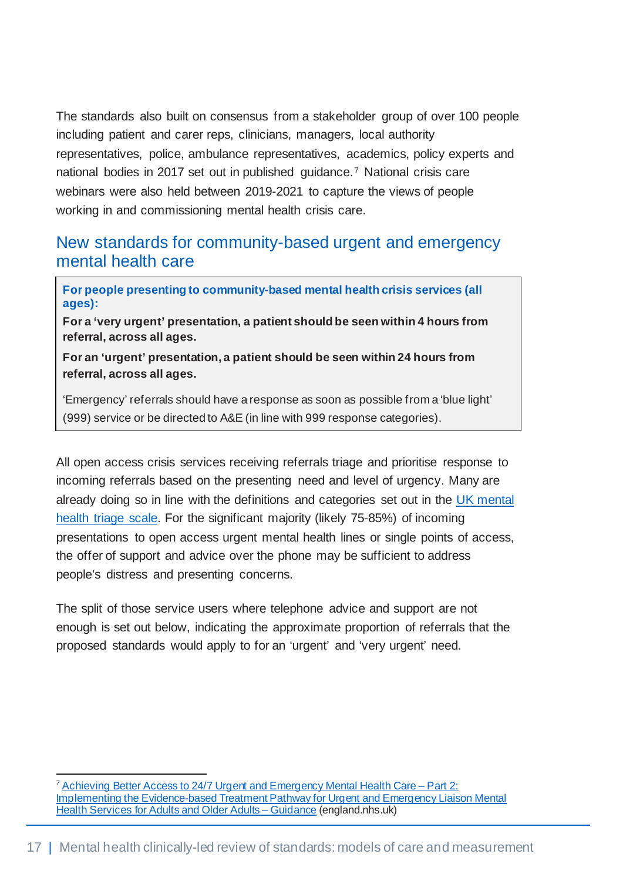The standards also built on consensus from a stakeholder group of over 100 people including patient and carer reps, clinicians, managers, local authority representatives, police, ambulance representatives, academics, policy experts and national bodies in 2017 set out in published guidance.[7] National crisis care webinars were also held between 2019-2021 to capture the views of people working in and commissioning mental health crisis care.

## New standards for community-based urgent and emergency mental health care

> **For people presenting to community-based mental health crisis services (all ages):**
>
> **For a 'very urgent' presentation, a patient should be seen within 4 hours from referral, across all ages.**
>
> **For an 'urgent' presentation, a patient should be seen within 24 hours from referral, across all ages.**
>
> 'Emergency' referrals should have a response as soon as possible from a 'blue light' (999) service or be directed to A&E (in line with 999 response categories).

All open access crisis services receiving referrals triage and prioritise response to incoming referrals based on the presenting need and level of urgency. Many are already doing so in line with the definitions and categories set out in the UK mental health triage scale. For the significant majority (likely 75-85%) of incoming presentations to open access urgent mental health lines or single points of access, the offer of support and advice over the phone may be sufficient to address people's distress and presenting concerns.

The split of those service users where telephone advice and support are not enough is set out below, indicating the approximate proportion of referrals that the proposed standards would apply to for an 'urgent' and 'very urgent' need.

---

[7] Achieving Better Access to 24/7 Urgent and Emergency Mental Health Care – Part 2: Implementing the Evidence-based Treatment Pathway for Urgent and Emergency Liaison Mental Health Services for Adults and Older Adults – Guidance (england.nhs.uk)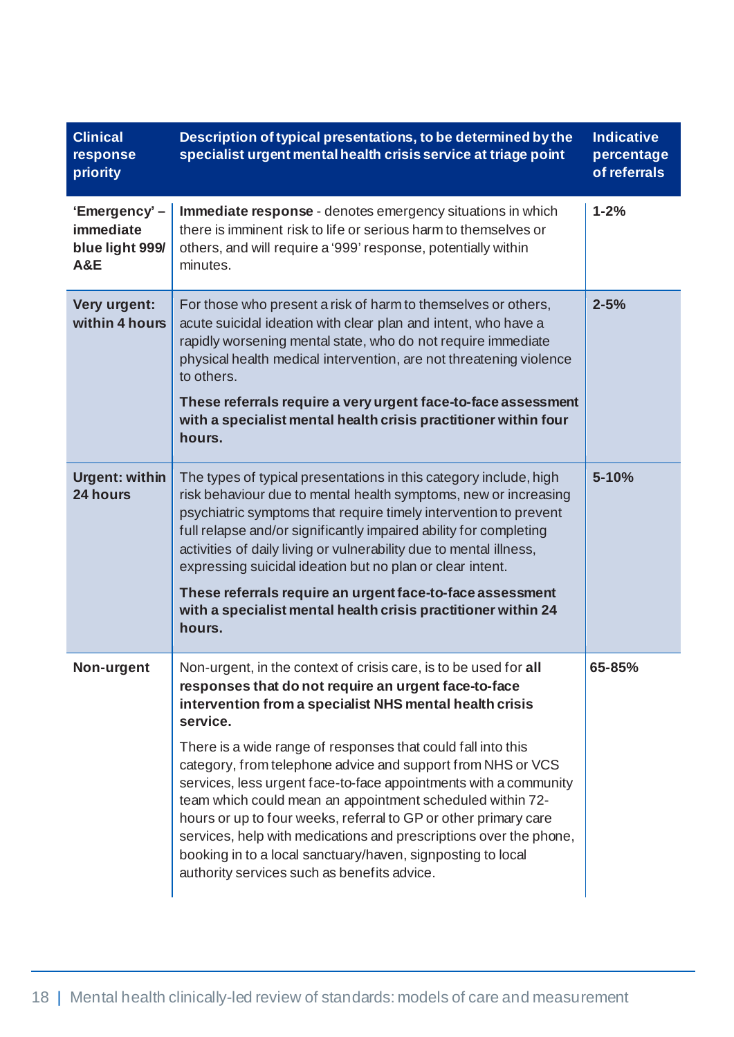| Clinical response priority | Description of typical presentations, to be determined by the specialist urgent mental health crisis service at triage point | Indicative percentage of referrals |
| --- | --- | --- |
| **'Emergency' – immediate blue light 999/ A&E** | **Immediate response** - denotes emergency situations in which there is imminent risk to life or serious harm to themselves or others, and will require a '999' response, potentially within minutes. | **1-2%** |
| **Very urgent: within 4 hours** | For those who present a risk of harm to themselves or others, acute suicidal ideation with clear plan and intent, who have a rapidly worsening mental state, who do not require immediate physical health medical intervention, are not threatening violence to others.<br><br>**These referrals require a very urgent face-to-face assessment with a specialist mental health crisis practitioner within four hours.** | **2-5%** |
| **Urgent: within 24 hours** | The types of typical presentations in this category include, high risk behaviour due to mental health symptoms, new or increasing psychiatric symptoms that require timely intervention to prevent full relapse and/or significantly impaired ability for completing activities of daily living or vulnerability due to mental illness, expressing suicidal ideation but no plan or clear intent.<br><br>**These referrals require an urgent face-to-face assessment with a specialist mental health crisis practitioner within 24 hours.** | **5-10%** |
| **Non-urgent** | Non-urgent, in the context of crisis care, is to be used for **all responses that do not require an urgent face-to-face intervention from a specialist NHS mental health crisis service.**<br><br>There is a wide range of responses that could fall into this category, from telephone advice and support from NHS or VCS services, less urgent face-to-face appointments with a community team which could mean an appointment scheduled within 72-hours or up to four weeks, referral to GP or other primary care services, help with medications and prescriptions over the phone, booking in to a local sanctuary/haven, signposting to local authority services such as benefits advice. | **65-85%** |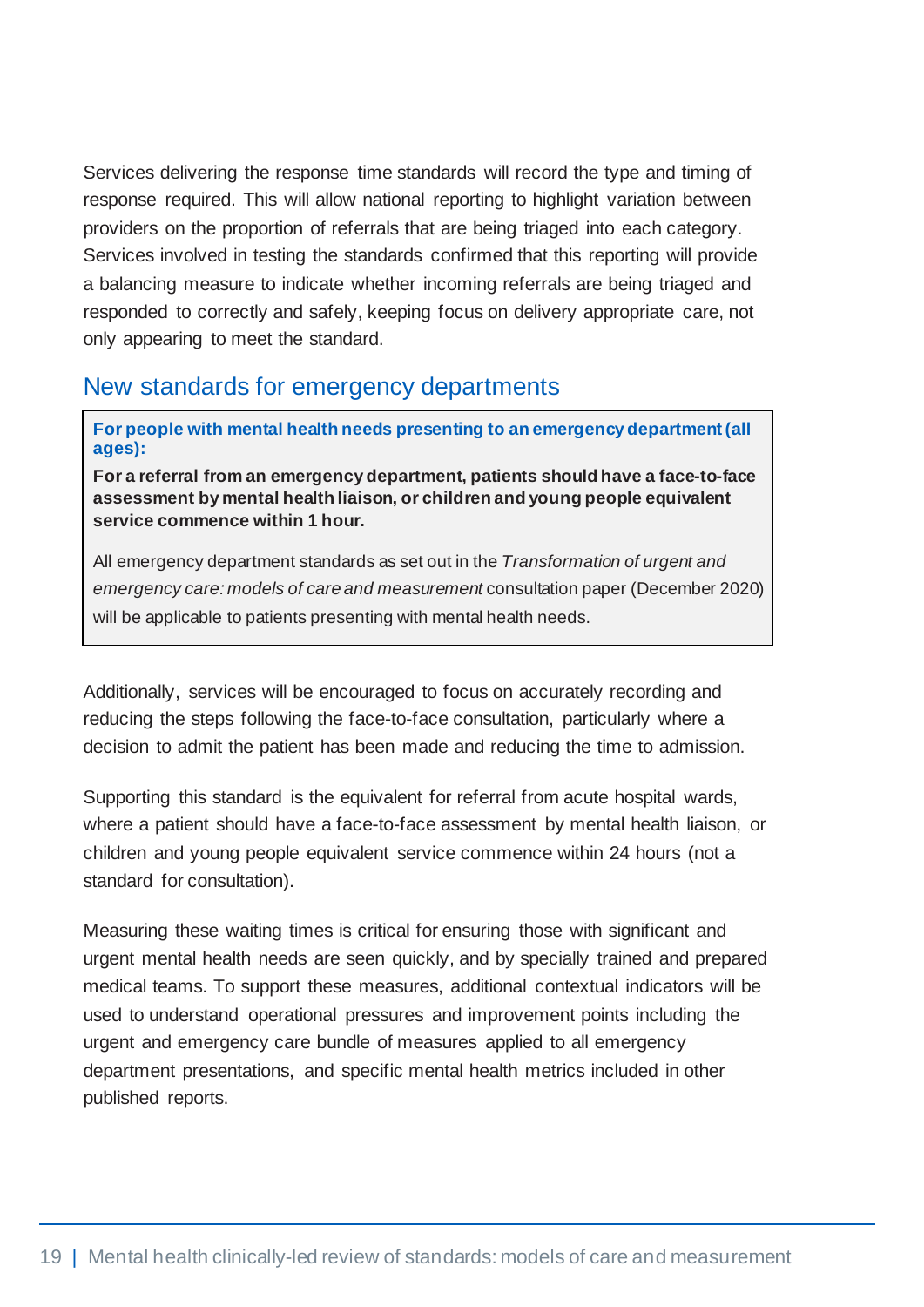Services delivering the response time standards will record the type and timing of response required. This will allow national reporting to highlight variation between providers on the proportion of referrals that are being triaged into each category. Services involved in testing the standards confirmed that this reporting will provide a balancing measure to indicate whether incoming referrals are being triaged and responded to correctly and safely, keeping focus on delivery appropriate care, not only appearing to meet the standard.

## New standards for emergency departments

> **For people with mental health needs presenting to an emergency department (all ages):**
>
> **For a referral from an emergency department, patients should have a face-to-face assessment by mental health liaison, or children and young people equivalent service commence within 1 hour.**
>
> All emergency department standards as set out in the *Transformation of urgent and emergency care: models of care and measurement* consultation paper (December 2020) will be applicable to patients presenting with mental health needs.

Additionally, services will be encouraged to focus on accurately recording and reducing the steps following the face-to-face consultation, particularly where a decision to admit the patient has been made and reducing the time to admission.

Supporting this standard is the equivalent for referral from acute hospital wards, where a patient should have a face-to-face assessment by mental health liaison, or children and young people equivalent service commence within 24 hours (not a standard for consultation).

Measuring these waiting times is critical for ensuring those with significant and urgent mental health needs are seen quickly, and by specially trained and prepared medical teams. To support these measures, additional contextual indicators will be used to understand operational pressures and improvement points including the urgent and emergency care bundle of measures applied to all emergency department presentations, and specific mental health metrics included in other published reports.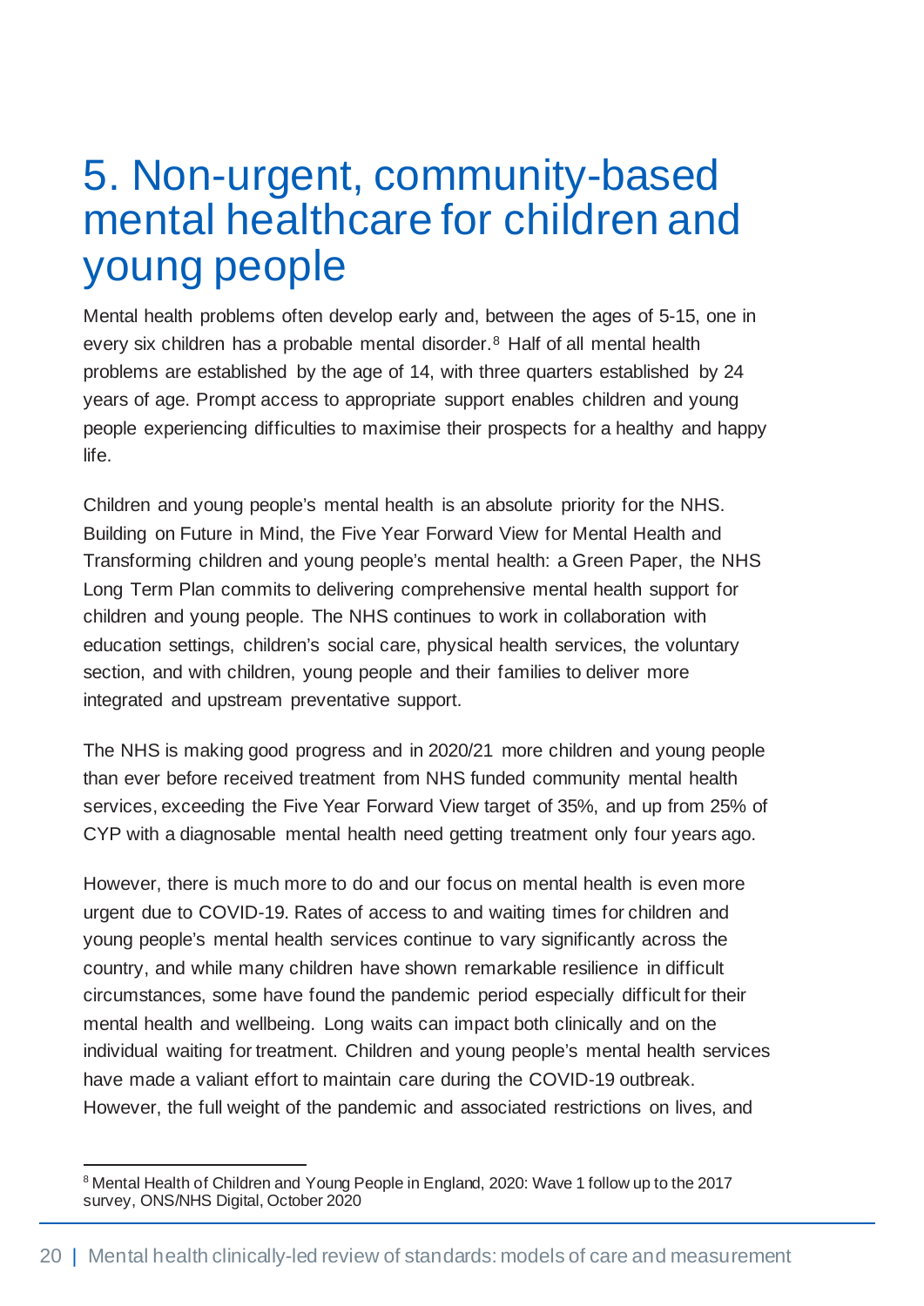# 5. Non-urgent, community-based mental healthcare for children and young people

Mental health problems often develop early and, between the ages of 5-15, one in every six children has a probable mental disorder.[8] Half of all mental health problems are established by the age of 14, with three quarters established by 24 years of age. Prompt access to appropriate support enables children and young people experiencing difficulties to maximise their prospects for a healthy and happy life.

Children and young people's mental health is an absolute priority for the NHS. Building on Future in Mind, the Five Year Forward View for Mental Health and Transforming children and young people's mental health: a Green Paper, the NHS Long Term Plan commits to delivering comprehensive mental health support for children and young people. The NHS continues to work in collaboration with education settings, children's social care, physical health services, the voluntary section, and with children, young people and their families to deliver more integrated and upstream preventative support.

The NHS is making good progress and in 2020/21 more children and young people than ever before received treatment from NHS funded community mental health services, exceeding the Five Year Forward View target of 35%, and up from 25% of CYP with a diagnosable mental health need getting treatment only four years ago.

However, there is much more to do and our focus on mental health is even more urgent due to COVID-19. Rates of access to and waiting times for children and young people's mental health services continue to vary significantly across the country, and while many children have shown remarkable resilience in difficult circumstances, some have found the pandemic period especially difficult for their mental health and wellbeing. Long waits can impact both clinically and on the individual waiting for treatment. Children and young people's mental health services have made a valiant effort to maintain care during the COVID-19 outbreak. However, the full weight of the pandemic and associated restrictions on lives, and

[8] Mental Health of Children and Young People in England, 2020: Wave 1 follow up to the 2017 survey, ONS/NHS Digital, October 2020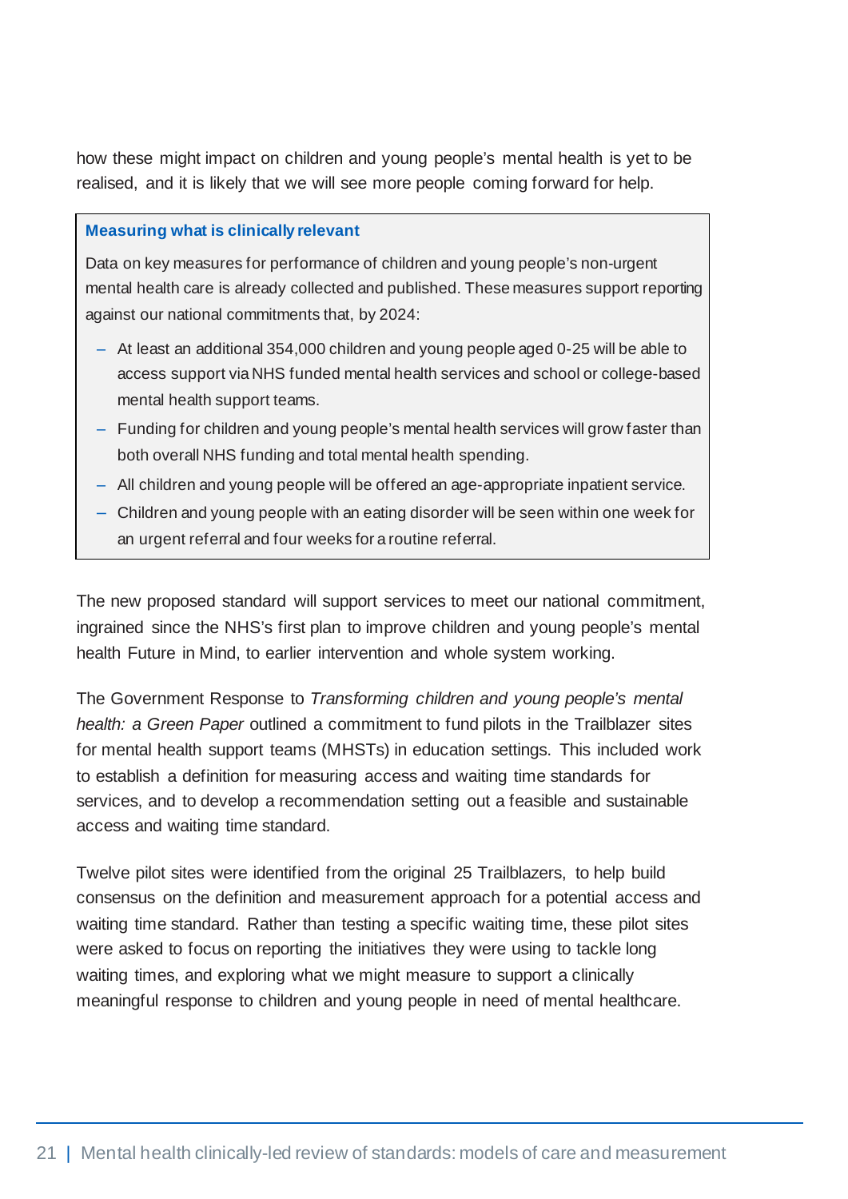how these might impact on children and young people's mental health is yet to be realised, and it is likely that we will see more people coming forward for help.

> **Measuring what is clinically relevant**
>
> Data on key measures for performance of children and young people's non-urgent mental health care is already collected and published. These measures support reporting against our national commitments that, by 2024:
>
> - At least an additional 354,000 children and young people aged 0-25 will be able to access support via NHS funded mental health services and school or college-based mental health support teams.
> - Funding for children and young people's mental health services will grow faster than both overall NHS funding and total mental health spending.
> - All children and young people will be offered an age-appropriate inpatient service.
> - Children and young people with an eating disorder will be seen within one week for an urgent referral and four weeks for a routine referral.

The new proposed standard will support services to meet our national commitment, ingrained since the NHS's first plan to improve children and young people's mental health Future in Mind, to earlier intervention and whole system working.

The Government Response to *Transforming children and young people's mental health: a Green Paper* outlined a commitment to fund pilots in the Trailblazer sites for mental health support teams (MHSTs) in education settings. This included work to establish a definition for measuring access and waiting time standards for services, and to develop a recommendation setting out a feasible and sustainable access and waiting time standard.

Twelve pilot sites were identified from the original 25 Trailblazers, to help build consensus on the definition and measurement approach for a potential access and waiting time standard. Rather than testing a specific waiting time, these pilot sites were asked to focus on reporting the initiatives they were using to tackle long waiting times, and exploring what we might measure to support a clinically meaningful response to children and young people in need of mental healthcare.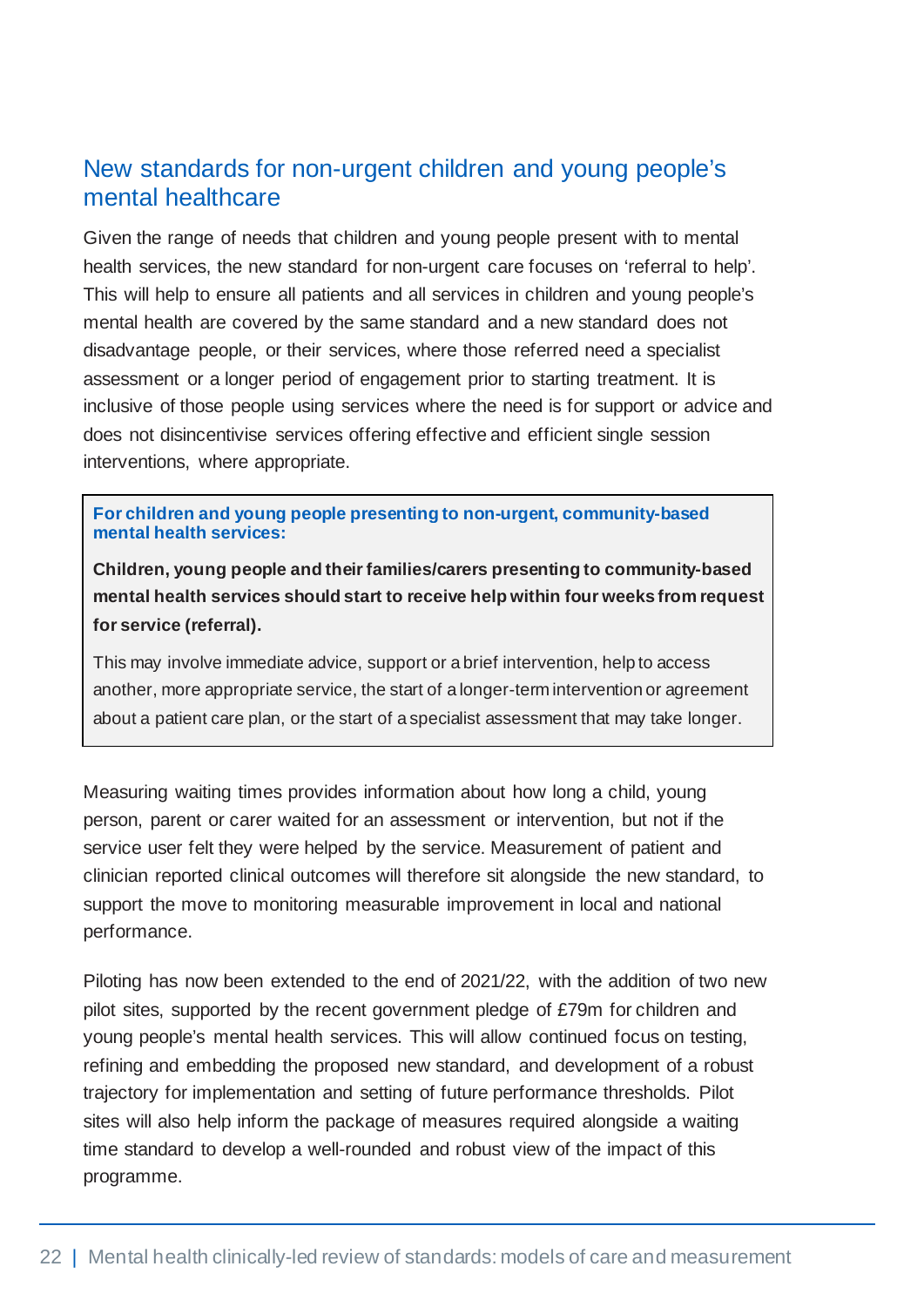## New standards for non-urgent children and young people's mental healthcare

Given the range of needs that children and young people present with to mental health services, the new standard for non-urgent care focuses on 'referral to help'. This will help to ensure all patients and all services in children and young people's mental health are covered by the same standard and a new standard does not disadvantage people, or their services, where those referred need a specialist assessment or a longer period of engagement prior to starting treatment. It is inclusive of those people using services where the need is for support or advice and does not disincentivise services offering effective and efficient single session interventions, where appropriate.

> **For children and young people presenting to non-urgent, community-based mental health services:**
>
> **Children, young people and their families/carers presenting to community-based mental health services should start to receive help within four weeks from request for service (referral).**
>
> This may involve immediate advice, support or a brief intervention, help to access another, more appropriate service, the start of a longer-term intervention or agreement about a patient care plan, or the start of a specialist assessment that may take longer.

Measuring waiting times provides information about how long a child, young person, parent or carer waited for an assessment or intervention, but not if the service user felt they were helped by the service. Measurement of patient and clinician reported clinical outcomes will therefore sit alongside the new standard, to support the move to monitoring measurable improvement in local and national performance.

Piloting has now been extended to the end of 2021/22, with the addition of two new pilot sites, supported by the recent government pledge of £79m for children and young people's mental health services. This will allow continued focus on testing, refining and embedding the proposed new standard, and development of a robust trajectory for implementation and setting of future performance thresholds. Pilot sites will also help inform the package of measures required alongside a waiting time standard to develop a well-rounded and robust view of the impact of this programme.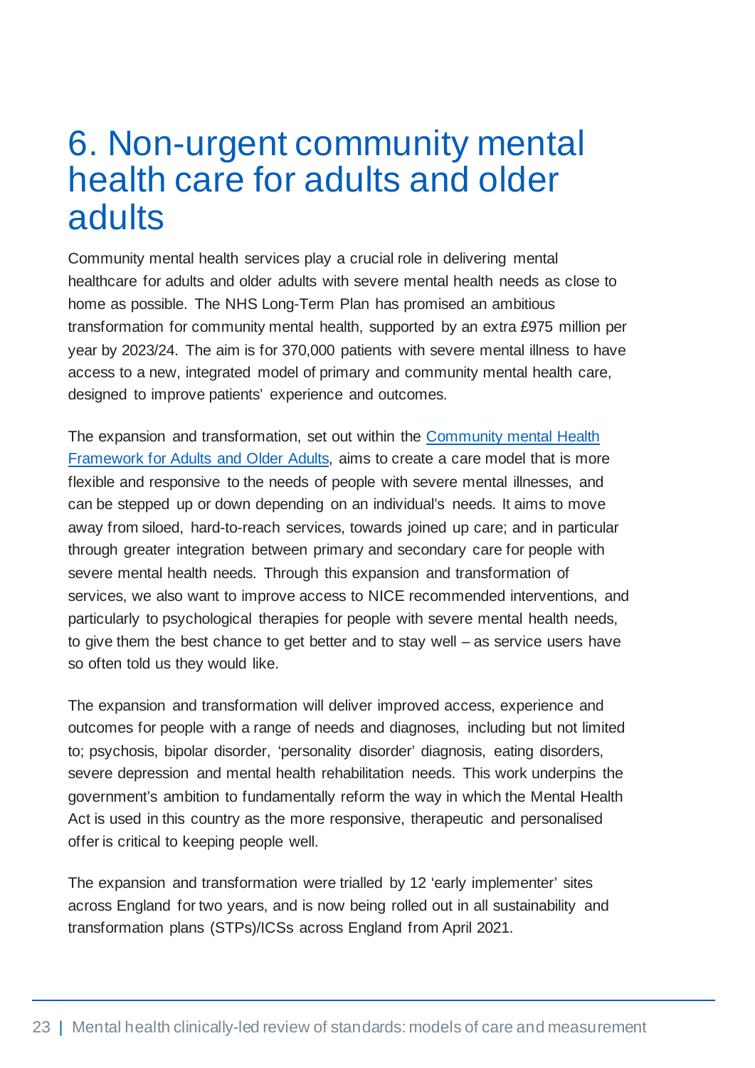# 6. Non-urgent community mental health care for adults and older adults

Community mental health services play a crucial role in delivering mental healthcare for adults and older adults with severe mental health needs as close to home as possible. The NHS Long-Term Plan has promised an ambitious transformation for community mental health, supported by an extra £975 million per year by 2023/24. The aim is for 370,000 patients with severe mental illness to have access to a new, integrated model of primary and community mental health care, designed to improve patients' experience and outcomes.

The expansion and transformation, set out within the Community mental Health Framework for Adults and Older Adults, aims to create a care model that is more flexible and responsive to the needs of people with severe mental illnesses, and can be stepped up or down depending on an individual's needs. It aims to move away from siloed, hard-to-reach services, towards joined up care; and in particular through greater integration between primary and secondary care for people with severe mental health needs. Through this expansion and transformation of services, we also want to improve access to NICE recommended interventions, and particularly to psychological therapies for people with severe mental health needs, to give them the best chance to get better and to stay well – as service users have so often told us they would like.

The expansion and transformation will deliver improved access, experience and outcomes for people with a range of needs and diagnoses, including but not limited to; psychosis, bipolar disorder, 'personality disorder' diagnosis, eating disorders, severe depression and mental health rehabilitation needs. This work underpins the government's ambition to fundamentally reform the way in which the Mental Health Act is used in this country as the more responsive, therapeutic and personalised offer is critical to keeping people well.

The expansion and transformation were trialled by 12 'early implementer' sites across England for two years, and is now being rolled out in all sustainability and transformation plans (STPs)/ICSs across England from April 2021.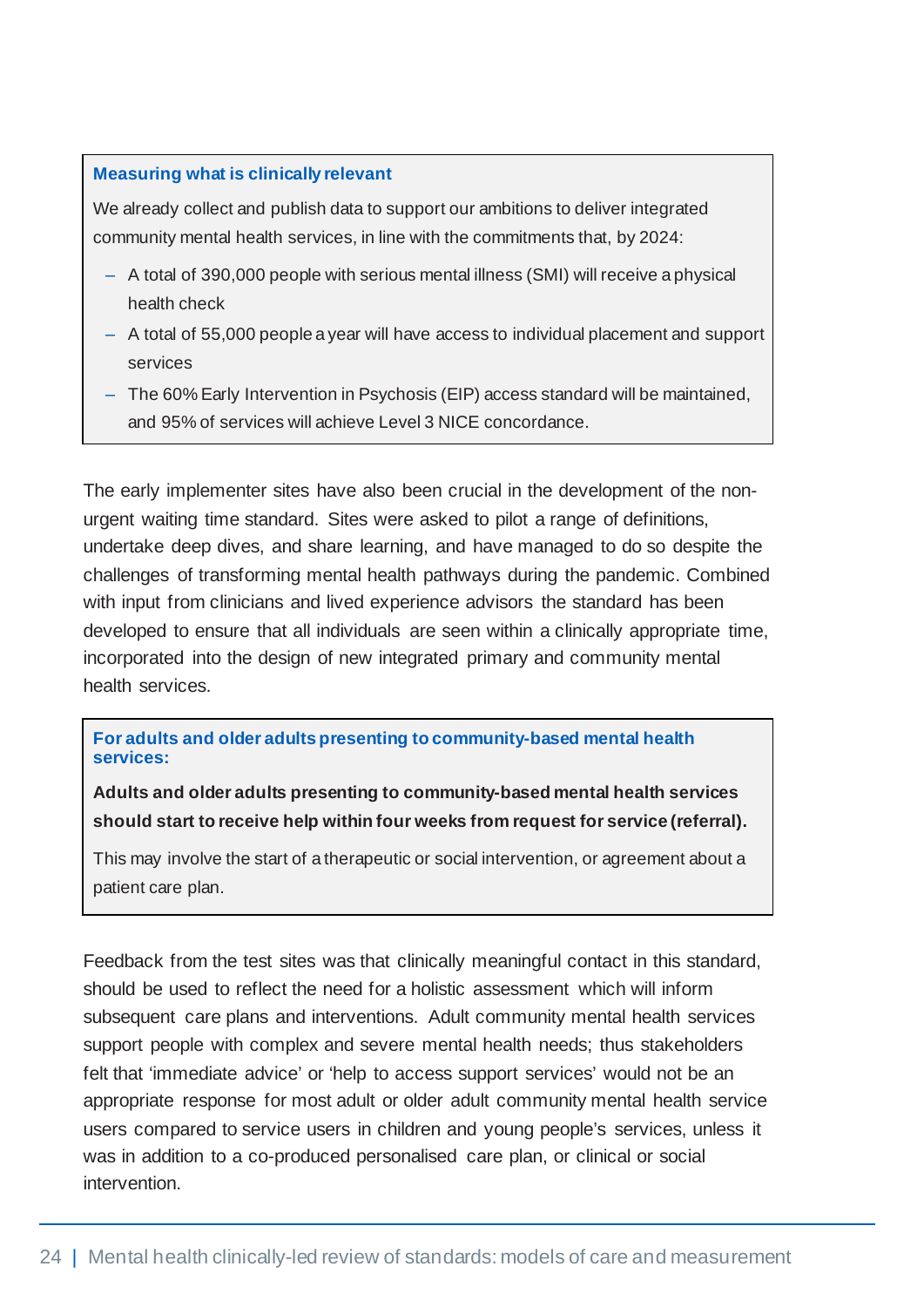**Measuring what is clinically relevant**

We already collect and publish data to support our ambitions to deliver integrated community mental health services, in line with the commitments that, by 2024:

- A total of 390,000 people with serious mental illness (SMI) will receive a physical health check
- A total of 55,000 people a year will have access to individual placement and support services
- The 60% Early Intervention in Psychosis (EIP) access standard will be maintained, and 95% of services will achieve Level 3 NICE concordance.

The early implementer sites have also been crucial in the development of the non-urgent waiting time standard. Sites were asked to pilot a range of definitions, undertake deep dives, and share learning, and have managed to do so despite the challenges of transforming mental health pathways during the pandemic. Combined with input from clinicians and lived experience advisors the standard has been developed to ensure that all individuals are seen within a clinically appropriate time, incorporated into the design of new integrated primary and community mental health services.

**For adults and older adults presenting to community-based mental health services:**

**Adults and older adults presenting to community-based mental health services should start to receive help within four weeks from request for service (referral).**

This may involve the start of a therapeutic or social intervention, or agreement about a patient care plan.

Feedback from the test sites was that clinically meaningful contact in this standard, should be used to reflect the need for a holistic assessment which will inform subsequent care plans and interventions. Adult community mental health services support people with complex and severe mental health needs; thus stakeholders felt that 'immediate advice' or 'help to access support services' would not be an appropriate response for most adult or older adult community mental health service users compared to service users in children and young people's services, unless it was in addition to a co-produced personalised care plan, or clinical or social intervention.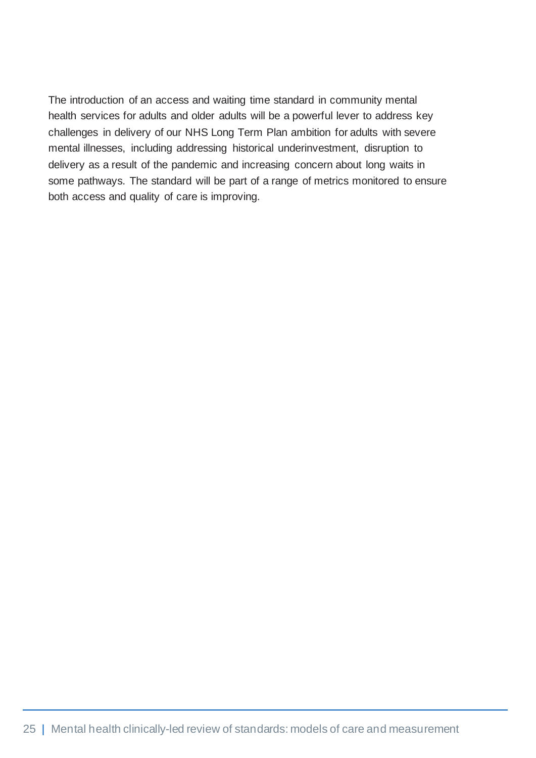The introduction of an access and waiting time standard in community mental health services for adults and older adults will be a powerful lever to address key challenges in delivery of our NHS Long Term Plan ambition for adults with severe mental illnesses, including addressing historical underinvestment, disruption to delivery as a result of the pandemic and increasing concern about long waits in some pathways. The standard will be part of a range of metrics monitored to ensure both access and quality of care is improving.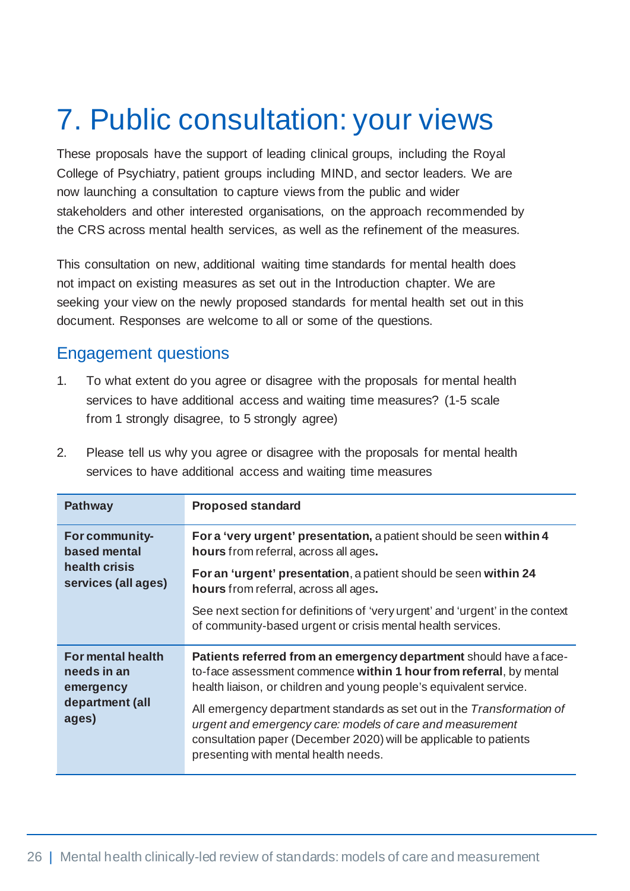# 7. Public consultation: your views

These proposals have the support of leading clinical groups, including the Royal College of Psychiatry, patient groups including MIND, and sector leaders. We are now launching a consultation to capture views from the public and wider stakeholders and other interested organisations, on the approach recommended by the CRS across mental health services, as well as the refinement of the measures.

This consultation on new, additional waiting time standards for mental health does not impact on existing measures as set out in the Introduction chapter. We are seeking your view on the newly proposed standards for mental health set out in this document. Responses are welcome to all or some of the questions.

## Engagement questions

1. To what extent do you agree or disagree with the proposals for mental health services to have additional access and waiting time measures? (1-5 scale from 1 strongly disagree, to 5 strongly agree)

2. Please tell us why you agree or disagree with the proposals for mental health services to have additional access and waiting time measures

| Pathway | Proposed standard |
| --- | --- |
| **For community-based mental health crisis services (all ages)** | **For a 'very urgent' presentation,** a patient should be seen **within 4 hours** from referral, across all ages**.**<br><br>**For an 'urgent' presentation**, a patient should be seen **within 24 hours** from referral, across all ages**.**<br><br>See next section for definitions of 'very urgent' and 'urgent' in the context of community-based urgent or crisis mental health services. |
| **For mental health needs in an emergency department (all ages)** | **Patients referred from an emergency department** should have a face-to-face assessment commence **within 1 hour from referral**, by mental health liaison, or children and young people's equivalent service.<br><br>All emergency department standards as set out in the *Transformation of urgent and emergency care: models of care and measurement* consultation paper (December 2020) will be applicable to patients presenting with mental health needs. |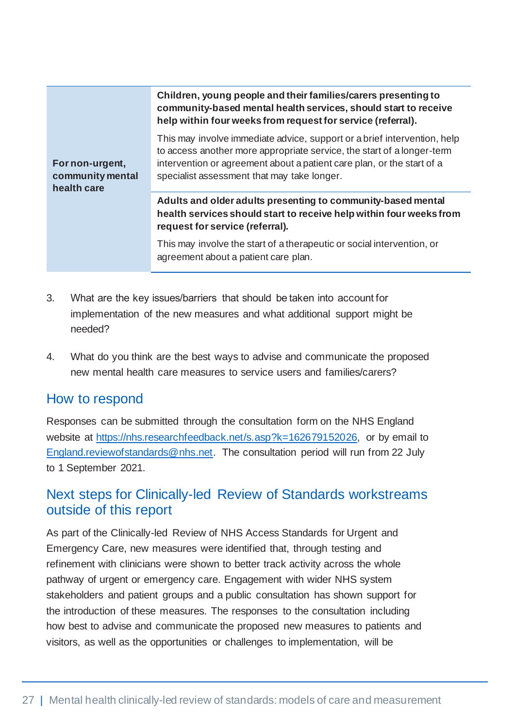| | |
|---|---|
| **For non-urgent, community mental health care** | **Children, young people and their families/carers presenting to community-based mental health services, should start to receive help within four weeks from request for service (referral).**<br><br>This may involve immediate advice, support or a brief intervention, help to access another more appropriate service, the start of a longer-term intervention or agreement about a patient care plan, or the start of a specialist assessment that may take longer. |
| | **Adults and older adults presenting to community-based mental health services should start to receive help within four weeks from request for service (referral).**<br><br>This may involve the start of a therapeutic or social intervention, or agreement about a patient care plan. |

3. What are the key issues/barriers that should be taken into account for implementation of the new measures and what additional support might be needed?

4. What do you think are the best ways to advise and communicate the proposed new mental health care measures to service users and families/carers?

## How to respond

Responses can be submitted through the consultation form on the NHS England website at https://nhs.researchfeedback.net/s.asp?k=162679152026, or by email to England.reviewofstandards@nhs.net. The consultation period will run from 22 July to 1 September 2021.

## Next steps for Clinically-led Review of Standards workstreams outside of this report

As part of the Clinically-led Review of NHS Access Standards for Urgent and Emergency Care, new measures were identified that, through testing and refinement with clinicians were shown to better track activity across the whole pathway of urgent or emergency care. Engagement with wider NHS system stakeholders and patient groups and a public consultation has shown support for the introduction of these measures. The responses to the consultation including how best to advise and communicate the proposed new measures to patients and visitors, as well as the opportunities or challenges to implementation, will be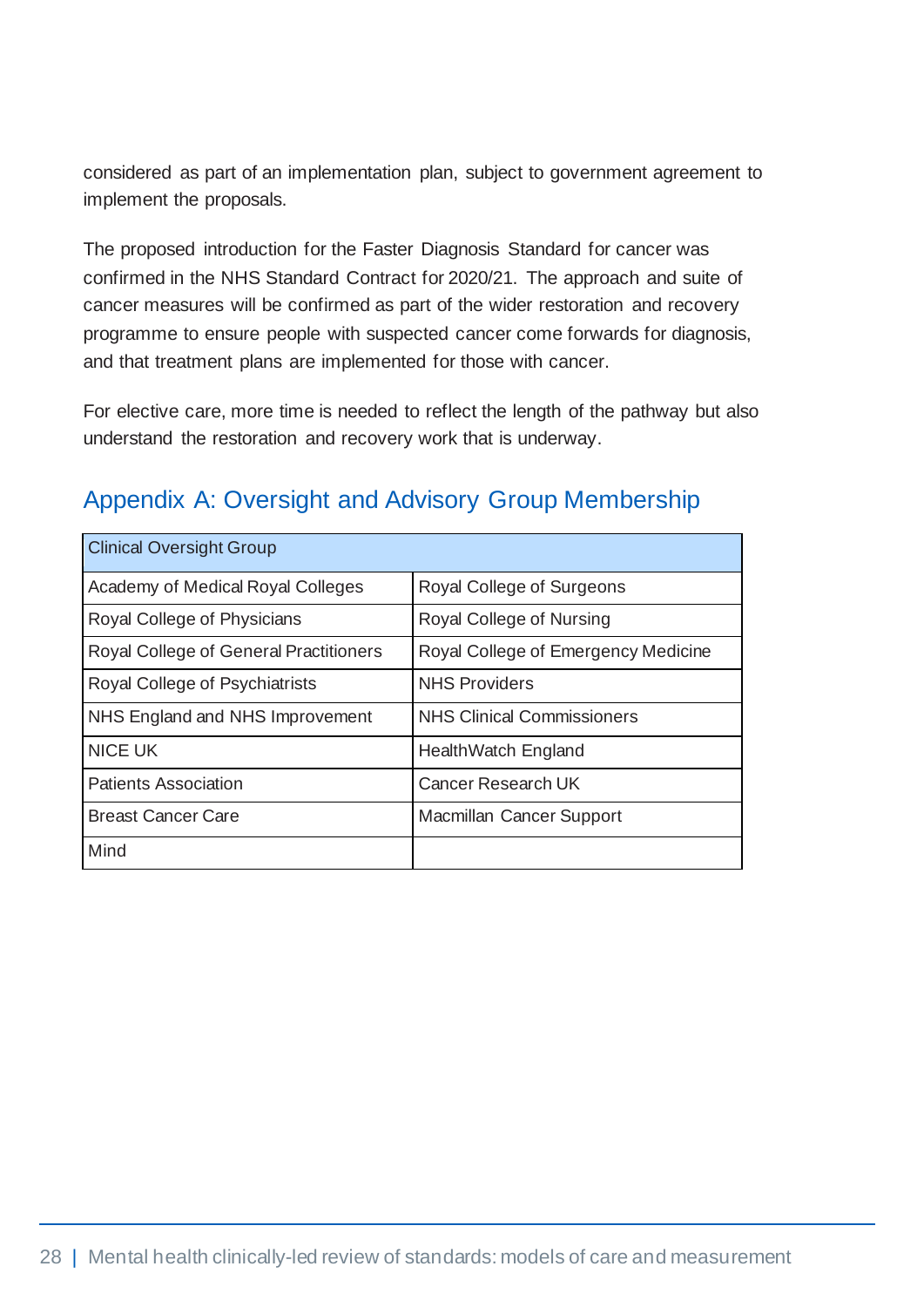considered as part of an implementation plan, subject to government agreement to implement the proposals.

The proposed introduction for the Faster Diagnosis Standard for cancer was confirmed in the NHS Standard Contract for 2020/21. The approach and suite of cancer measures will be confirmed as part of the wider restoration and recovery programme to ensure people with suspected cancer come forwards for diagnosis, and that treatment plans are implemented for those with cancer.

For elective care, more time is needed to reflect the length of the pathway but also understand the restoration and recovery work that is underway.

## Appendix A: Oversight and Advisory Group Membership

| Clinical Oversight Group | |
|---|---|
| Academy of Medical Royal Colleges | Royal College of Surgeons |
| Royal College of Physicians | Royal College of Nursing |
| Royal College of General Practitioners | Royal College of Emergency Medicine |
| Royal College of Psychiatrists | NHS Providers |
| NHS England and NHS Improvement | NHS Clinical Commissioners |
| NICE UK | HealthWatch England |
| Patients Association | Cancer Research UK |
| Breast Cancer Care | Macmillan Cancer Support |
| Mind | |